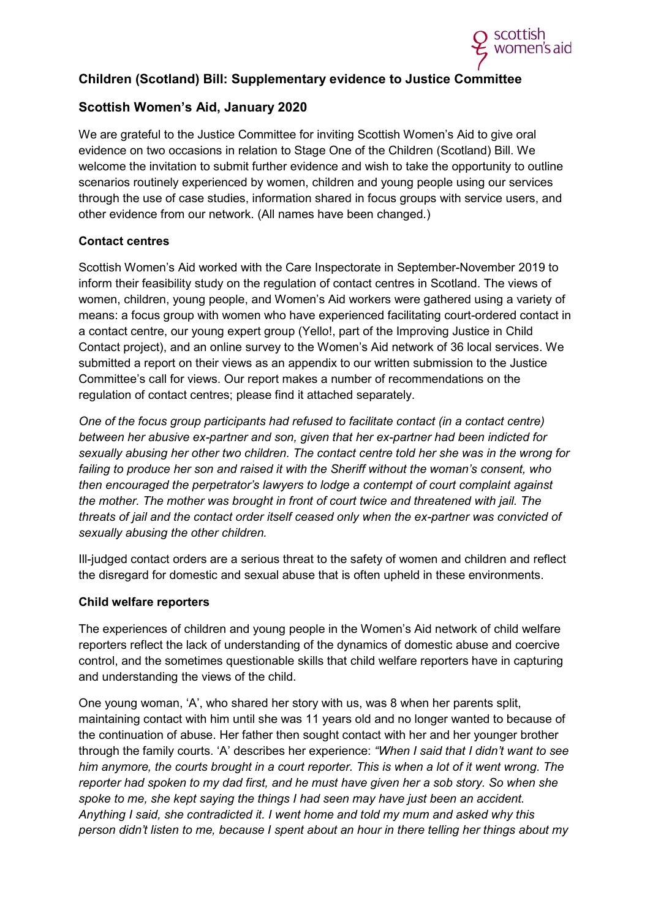# Children (Scotland) Bill: Supplementary evidence to Justice Committee

## Scottish Women's Aid, January 2020

We are grateful to the Justice Committee for inviting Scottish Women's Aid to give oral evidence on two occasions in relation to Stage One of the Children (Scotland) Bill. We welcome the invitation to submit further evidence and wish to take the opportunity to outline scenarios routinely experienced by women, children and young people using our services through the use of case studies, information shared in focus groups with service users, and other evidence from our network. (All names have been changed.)

### Contact centres

Scottish Women's Aid worked with the Care Inspectorate in September-November 2019 to inform their feasibility study on the regulation of contact centres in Scotland. The views of women, children, young people, and Women's Aid workers were gathered using a variety of means: a focus group with women who have experienced facilitating court-ordered contact in a contact centre, our young expert group (Yello!, part of the Improving Justice in Child Contact project), and an online survey to the Women's Aid network of 36 local services. We submitted a report on their views as an appendix to our written submission to the Justice Committee's call for views. Our report makes a number of recommendations on the regulation of contact centres; please find it attached separately.

*One of the focus group participants had refused to facilitate contact (in a contact centre) between her abusive ex-partner and son, given that her ex-partner had been indicted for sexually abusing her other two children. The contact centre told her she was in the wrong for failing to produce her son and raised it with the Sheriff without the woman's consent, who then encouraged the perpetrator's lawyers to lodge a contempt of court complaint against the mother. The mother was brought in front of court twice and threatened with jail. The threats of jail and the contact order itself ceased only when the ex-partner was convicted of sexually abusing the other children.*

Ill-judged contact orders are a serious threat to the safety of women and children and reflect the disregard for domestic and sexual abuse that is often upheld in these environments.

### Child welfare reporters

The experiences of children and young people in the Women's Aid network of child welfare reporters reflect the lack of understanding of the dynamics of domestic abuse and coercive control, and the sometimes questionable skills that child welfare reporters have in capturing and understanding the views of the child.

One young woman, 'A', who shared her story with us, was 8 when her parents split, maintaining contact with him until she was 11 years old and no longer wanted to because of the continuation of abuse. Her father then sought contact with her and her younger brother through the family courts. 'A' describes her experience: *"When I said that I didn't want to see him anymore, the courts brought in a court reporter. This is when a lot of it went wrong. The reporter had spoken to my dad first, and he must have given her a sob story. So when she spoke to me, she kept saying the things I had seen may have just been an accident. Anything I said, she contradicted it. I went home and told my mum and asked why this person didn't listen to me, because I spent about an hour in there telling her things about my*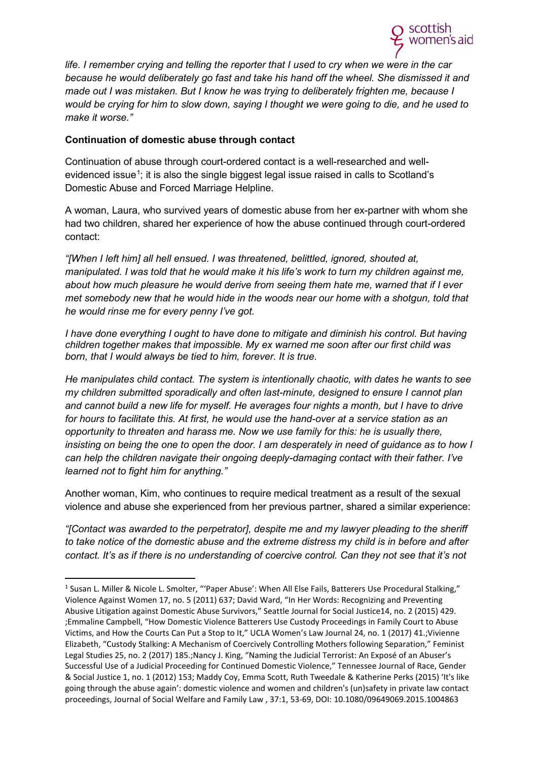*life. I remember crying and telling the reporter that I used to cry when we were in the car because he would deliberately go fast and take his hand off the wheel. She dismissed it and made out I was mistaken. But I know he was trying to deliberately frighten me, because I would be crying for him to slow down, saying I thought we were going to die, and he used to make it worse."*

**Continuation of domestic abuse through contact**

Continuation of abuse through court-ordered contact is a well-researched and well-evidenced issue[1]; it is also the single biggest legal issue raised in calls to Scotland's Domestic Abuse and Forced Marriage Helpline.

A woman, Laura, who survived years of domestic abuse from her ex-partner with whom she had two children, shared her experience of how the abuse continued through court-ordered contact:

*"[When I left him] all hell ensued. I was threatened, belittled, ignored, shouted at, manipulated. I was told that he would make it his life's work to turn my children against me, about how much pleasure he would derive from seeing them hate me, warned that if I ever met somebody new that he would hide in the woods near our home with a shotgun, told that he would rinse me for every penny I've got.*

*I have done everything I ought to have done to mitigate and diminish his control. But having children together makes that impossible. My ex warned me soon after our first child was born, that I would always be tied to him, forever. It is true.*

*He manipulates child contact. The system is intentionally chaotic, with dates he wants to see my children submitted sporadically and often last-minute, designed to ensure I cannot plan and cannot build a new life for myself. He averages four nights a month, but I have to drive for hours to facilitate this. At first, he would use the hand-over at a service station as an opportunity to threaten and harass me. Now we use family for this: he is usually there, insisting on being the one to open the door. I am desperately in need of guidance as to how I can help the children navigate their ongoing deeply-damaging contact with their father. I've learned not to fight him for anything."*

Another woman, Kim, who continues to require medical treatment as a result of the sexual violence and abuse she experienced from her previous partner, shared a similar experience:

*"[Contact was awarded to the perpetrator], despite me and my lawyer pleading to the sheriff to take notice of the domestic abuse and the extreme distress my child is in before and after contact. It's as if there is no understanding of coercive control. Can they not see that it's not*

---

[1] Susan L. Miller & Nicole L. Smolter, "'Paper Abuse': When All Else Fails, Batterers Use Procedural Stalking," Violence Against Women 17, no. 5 (2011) 637; David Ward, "In Her Words: Recognizing and Preventing Abusive Litigation against Domestic Abuse Survivors," Seattle Journal for Social Justice14, no. 2 (2015) 429. ;Emmaline Campbell, "How Domestic Violence Batterers Use Custody Proceedings in Family Court to Abuse Victims, and How the Courts Can Put a Stop to It," UCLA Women's Law Journal 24, no. 1 (2017) 41.;Vivienne Elizabeth, "Custody Stalking: A Mechanism of Coercively Controlling Mothers following Separation," Feminist Legal Studies 25, no. 2 (2017) 185.;Nancy J. King, "Naming the Judicial Terrorist: An Exposé of an Abuser's Successful Use of a Judicial Proceeding for Continued Domestic Violence," Tennessee Journal of Race, Gender & Social Justice 1, no. 1 (2012) 153; Maddy Coy, Emma Scott, Ruth Tweedale & Katherine Perks (2015) 'It's like going through the abuse again': domestic violence and women and children's (un)safety in private law contact proceedings, Journal of Social Welfare and Family Law , 37:1, 53-69, DOI: 10.1080/09649069.2015.1004863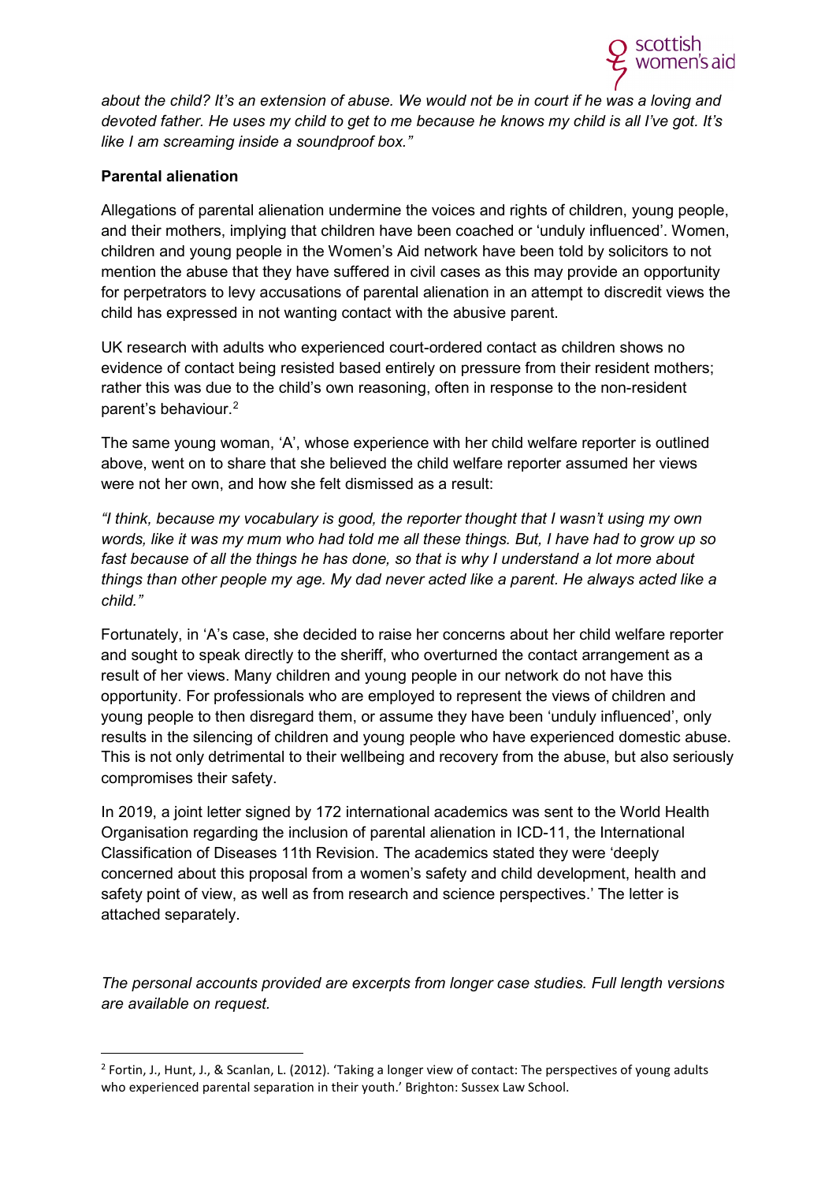*about the child? It's an extension of abuse. We would not be in court if he was a loving and devoted father. He uses my child to get to me because he knows my child is all I've got. It's like I am screaming inside a soundproof box."*

**Parental alienation**

Allegations of parental alienation undermine the voices and rights of children, young people, and their mothers, implying that children have been coached or 'unduly influenced'. Women, children and young people in the Women's Aid network have been told by solicitors to not mention the abuse that they have suffered in civil cases as this may provide an opportunity for perpetrators to levy accusations of parental alienation in an attempt to discredit views the child has expressed in not wanting contact with the abusive parent.

UK research with adults who experienced court-ordered contact as children shows no evidence of contact being resisted based entirely on pressure from their resident mothers; rather this was due to the child's own reasoning, often in response to the non-resident parent's behaviour.[2]

The same young woman, 'A', whose experience with her child welfare reporter is outlined above, went on to share that she believed the child welfare reporter assumed her views were not her own, and how she felt dismissed as a result:

*"I think, because my vocabulary is good, the reporter thought that I wasn't using my own words, like it was my mum who had told me all these things. But, I have had to grow up so fast because of all the things he has done, so that is why I understand a lot more about things than other people my age. My dad never acted like a parent. He always acted like a child."*

Fortunately, in 'A's case, she decided to raise her concerns about her child welfare reporter and sought to speak directly to the sheriff, who overturned the contact arrangement as a result of her views. Many children and young people in our network do not have this opportunity. For professionals who are employed to represent the views of children and young people to then disregard them, or assume they have been 'unduly influenced', only results in the silencing of children and young people who have experienced domestic abuse. This is not only detrimental to their wellbeing and recovery from the abuse, but also seriously compromises their safety.

In 2019, a joint letter signed by 172 international academics was sent to the World Health Organisation regarding the inclusion of parental alienation in ICD-11, the International Classification of Diseases 11th Revision. The academics stated they were 'deeply concerned about this proposal from a women's safety and child development, health and safety point of view, as well as from research and science perspectives.' The letter is attached separately.

*The personal accounts provided are excerpts from longer case studies. Full length versions are available on request.*

---

[2] Fortin, J., Hunt, J., & Scanlan, L. (2012). 'Taking a longer view of contact: The perspectives of young adults who experienced parental separation in their youth.' Brighton: Sussex Law School.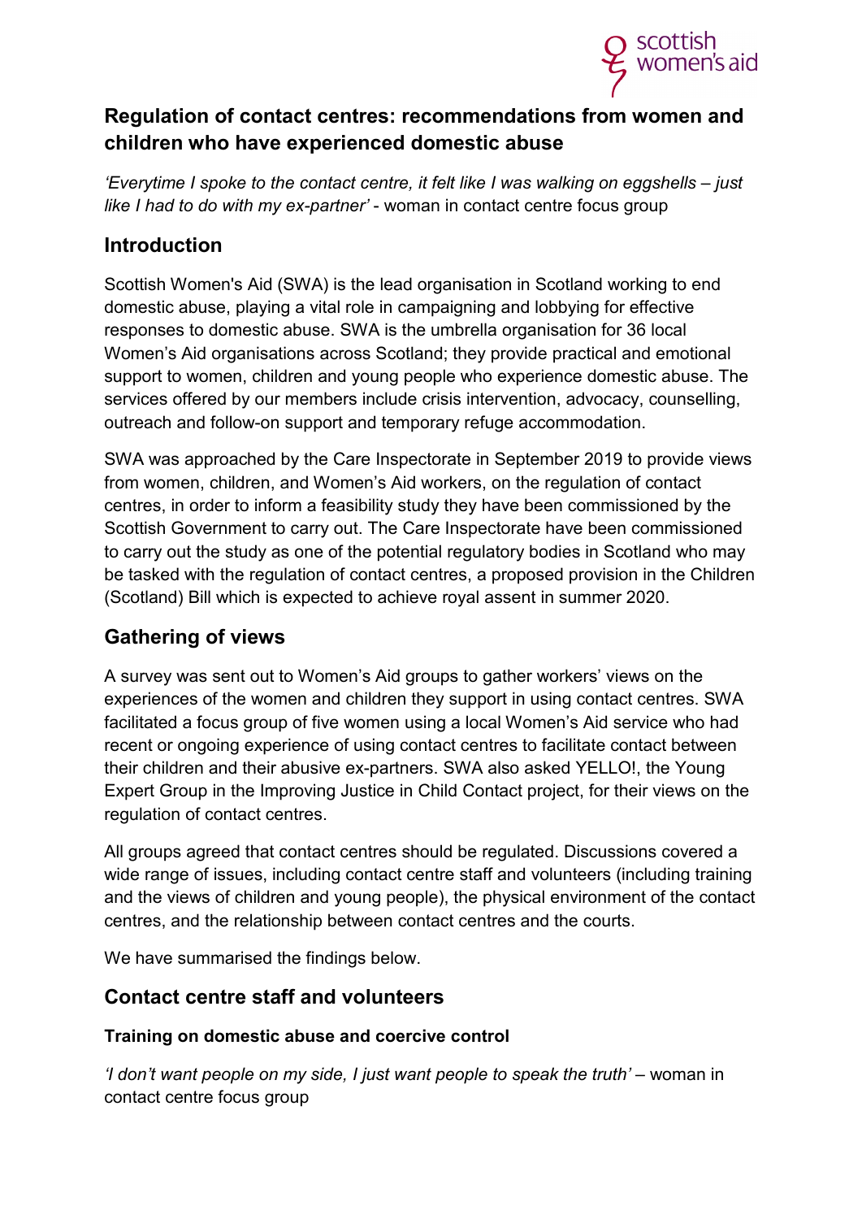## Regulation of contact centres: recommendations from women and children who have experienced domestic abuse

*'Everytime I spoke to the contact centre, it felt like I was walking on eggshells – just like I had to do with my ex-partner'* - woman in contact centre focus group

## Introduction

Scottish Women's Aid (SWA) is the lead organisation in Scotland working to end domestic abuse, playing a vital role in campaigning and lobbying for effective responses to domestic abuse. SWA is the umbrella organisation for 36 local Women's Aid organisations across Scotland; they provide practical and emotional support to women, children and young people who experience domestic abuse. The services offered by our members include crisis intervention, advocacy, counselling, outreach and follow-on support and temporary refuge accommodation.

SWA was approached by the Care Inspectorate in September 2019 to provide views from women, children, and Women's Aid workers, on the regulation of contact centres, in order to inform a feasibility study they have been commissioned by the Scottish Government to carry out. The Care Inspectorate have been commissioned to carry out the study as one of the potential regulatory bodies in Scotland who may be tasked with the regulation of contact centres, a proposed provision in the Children (Scotland) Bill which is expected to achieve royal assent in summer 2020.

## Gathering of views

A survey was sent out to Women's Aid groups to gather workers' views on the experiences of the women and children they support in using contact centres. SWA facilitated a focus group of five women using a local Women's Aid service who had recent or ongoing experience of using contact centres to facilitate contact between their children and their abusive ex-partners. SWA also asked YELLO!, the Young Expert Group in the Improving Justice in Child Contact project, for their views on the regulation of contact centres.

All groups agreed that contact centres should be regulated. Discussions covered a wide range of issues, including contact centre staff and volunteers (including training and the views of children and young people), the physical environment of the contact centres, and the relationship between contact centres and the courts.

We have summarised the findings below.

## Contact centre staff and volunteers

### Training on domestic abuse and coercive control

*'I don't want people on my side, I just want people to speak the truth'* – woman in contact centre focus group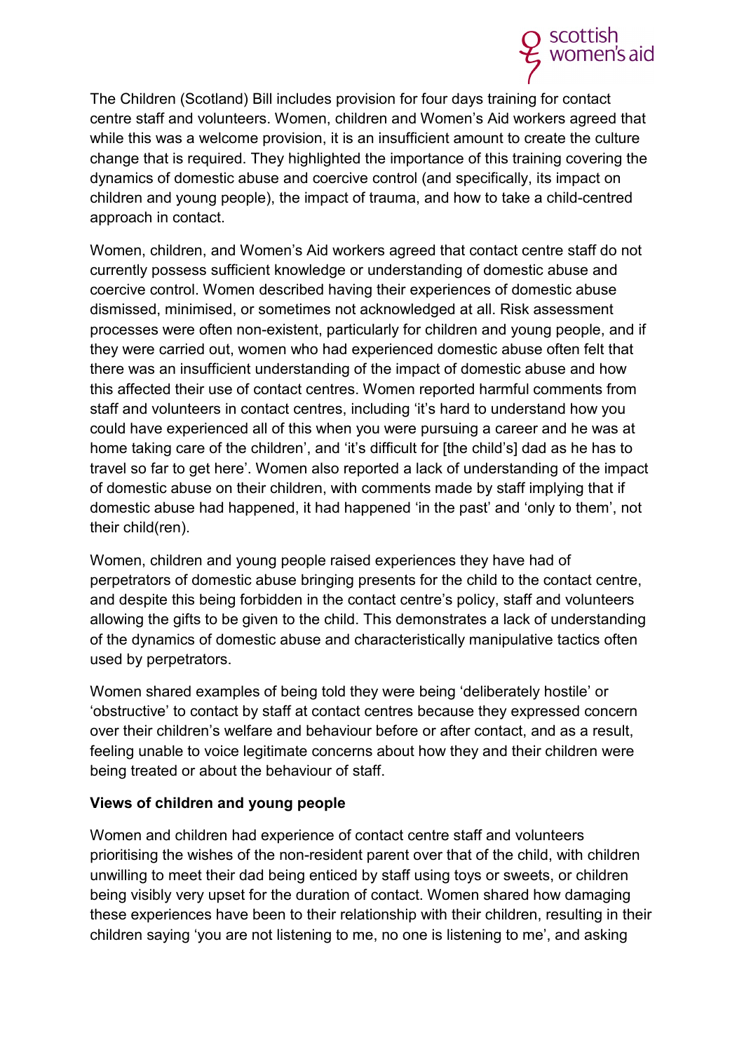The Children (Scotland) Bill includes provision for four days training for contact centre staff and volunteers. Women, children and Women's Aid workers agreed that while this was a welcome provision, it is an insufficient amount to create the culture change that is required. They highlighted the importance of this training covering the dynamics of domestic abuse and coercive control (and specifically, its impact on children and young people), the impact of trauma, and how to take a child-centred approach in contact.

Women, children, and Women's Aid workers agreed that contact centre staff do not currently possess sufficient knowledge or understanding of domestic abuse and coercive control. Women described having their experiences of domestic abuse dismissed, minimised, or sometimes not acknowledged at all. Risk assessment processes were often non-existent, particularly for children and young people, and if they were carried out, women who had experienced domestic abuse often felt that there was an insufficient understanding of the impact of domestic abuse and how this affected their use of contact centres. Women reported harmful comments from staff and volunteers in contact centres, including 'it's hard to understand how you could have experienced all of this when you were pursuing a career and he was at home taking care of the children', and 'it's difficult for [the child's] dad as he has to travel so far to get here'. Women also reported a lack of understanding of the impact of domestic abuse on their children, with comments made by staff implying that if domestic abuse had happened, it had happened 'in the past' and 'only to them', not their child(ren).

Women, children and young people raised experiences they have had of perpetrators of domestic abuse bringing presents for the child to the contact centre, and despite this being forbidden in the contact centre's policy, staff and volunteers allowing the gifts to be given to the child. This demonstrates a lack of understanding of the dynamics of domestic abuse and characteristically manipulative tactics often used by perpetrators.

Women shared examples of being told they were being 'deliberately hostile' or 'obstructive' to contact by staff at contact centres because they expressed concern over their children's welfare and behaviour before or after contact, and as a result, feeling unable to voice legitimate concerns about how they and their children were being treated or about the behaviour of staff.

**Views of children and young people**

Women and children had experience of contact centre staff and volunteers prioritising the wishes of the non-resident parent over that of the child, with children unwilling to meet their dad being enticed by staff using toys or sweets, or children being visibly very upset for the duration of contact. Women shared how damaging these experiences have been to their relationship with their children, resulting in their children saying 'you are not listening to me, no one is listening to me', and asking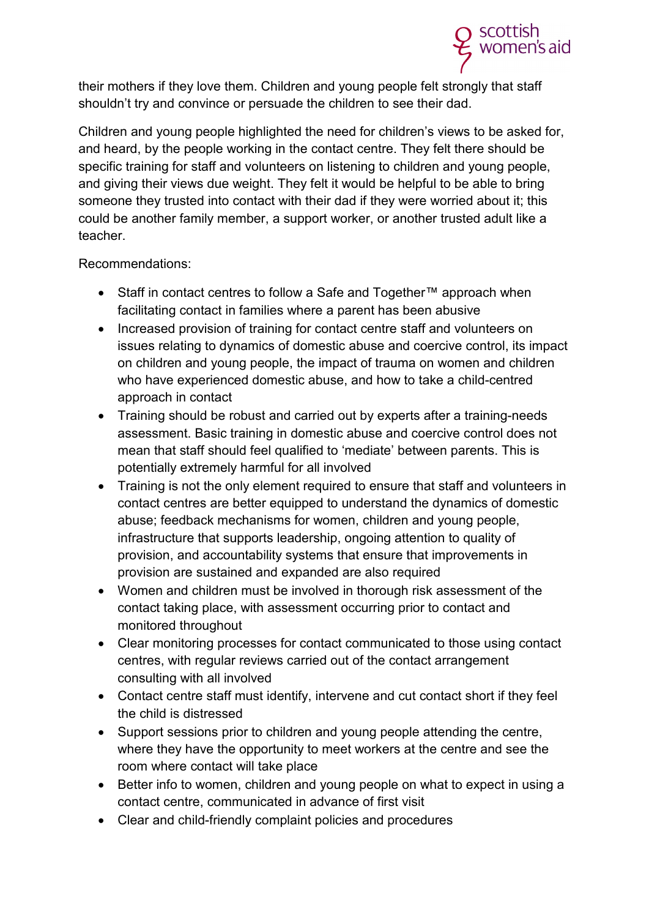their mothers if they love them. Children and young people felt strongly that staff shouldn't try and convince or persuade the children to see their dad.

Children and young people highlighted the need for children's views to be asked for, and heard, by the people working in the contact centre. They felt there should be specific training for staff and volunteers on listening to children and young people, and giving their views due weight. They felt it would be helpful to be able to bring someone they trusted into contact with their dad if they were worried about it; this could be another family member, a support worker, or another trusted adult like a teacher.

Recommendations:

- Staff in contact centres to follow a Safe and Together™ approach when facilitating contact in families where a parent has been abusive
- Increased provision of training for contact centre staff and volunteers on issues relating to dynamics of domestic abuse and coercive control, its impact on children and young people, the impact of trauma on women and children who have experienced domestic abuse, and how to take a child-centred approach in contact
- Training should be robust and carried out by experts after a training-needs assessment. Basic training in domestic abuse and coercive control does not mean that staff should feel qualified to 'mediate' between parents. This is potentially extremely harmful for all involved
- Training is not the only element required to ensure that staff and volunteers in contact centres are better equipped to understand the dynamics of domestic abuse; feedback mechanisms for women, children and young people, infrastructure that supports leadership, ongoing attention to quality of provision, and accountability systems that ensure that improvements in provision are sustained and expanded are also required
- Women and children must be involved in thorough risk assessment of the contact taking place, with assessment occurring prior to contact and monitored throughout
- Clear monitoring processes for contact communicated to those using contact centres, with regular reviews carried out of the contact arrangement consulting with all involved
- Contact centre staff must identify, intervene and cut contact short if they feel the child is distressed
- Support sessions prior to children and young people attending the centre, where they have the opportunity to meet workers at the centre and see the room where contact will take place
- Better info to women, children and young people on what to expect in using a contact centre, communicated in advance of first visit
- Clear and child-friendly complaint policies and procedures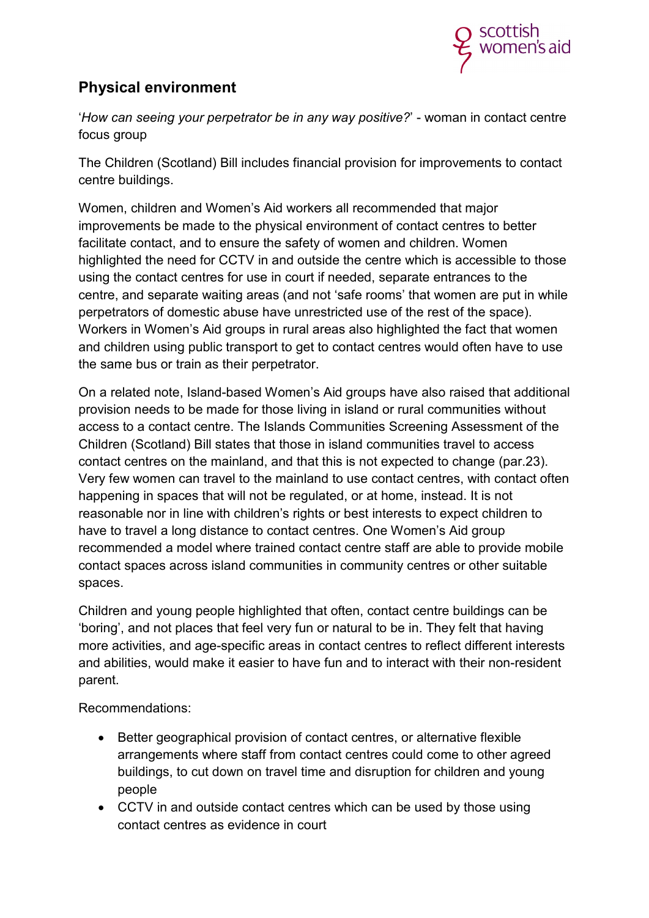## Physical environment

'*How can seeing your perpetrator be in any way positive?*' - woman in contact centre focus group

The Children (Scotland) Bill includes financial provision for improvements to contact centre buildings.

Women, children and Women's Aid workers all recommended that major improvements be made to the physical environment of contact centres to better facilitate contact, and to ensure the safety of women and children. Women highlighted the need for CCTV in and outside the centre which is accessible to those using the contact centres for use in court if needed, separate entrances to the centre, and separate waiting areas (and not 'safe rooms' that women are put in while perpetrators of domestic abuse have unrestricted use of the rest of the space). Workers in Women's Aid groups in rural areas also highlighted the fact that women and children using public transport to get to contact centres would often have to use the same bus or train as their perpetrator.

On a related note, Island-based Women's Aid groups have also raised that additional provision needs to be made for those living in island or rural communities without access to a contact centre. The Islands Communities Screening Assessment of the Children (Scotland) Bill states that those in island communities travel to access contact centres on the mainland, and that this is not expected to change (par.23). Very few women can travel to the mainland to use contact centres, with contact often happening in spaces that will not be regulated, or at home, instead. It is not reasonable nor in line with children's rights or best interests to expect children to have to travel a long distance to contact centres. One Women's Aid group recommended a model where trained contact centre staff are able to provide mobile contact spaces across island communities in community centres or other suitable spaces.

Children and young people highlighted that often, contact centre buildings can be 'boring', and not places that feel very fun or natural to be in. They felt that having more activities, and age-specific areas in contact centres to reflect different interests and abilities, would make it easier to have fun and to interact with their non-resident parent.

Recommendations:

- Better geographical provision of contact centres, or alternative flexible arrangements where staff from contact centres could come to other agreed buildings, to cut down on travel time and disruption for children and young people
- CCTV in and outside contact centres which can be used by those using contact centres as evidence in court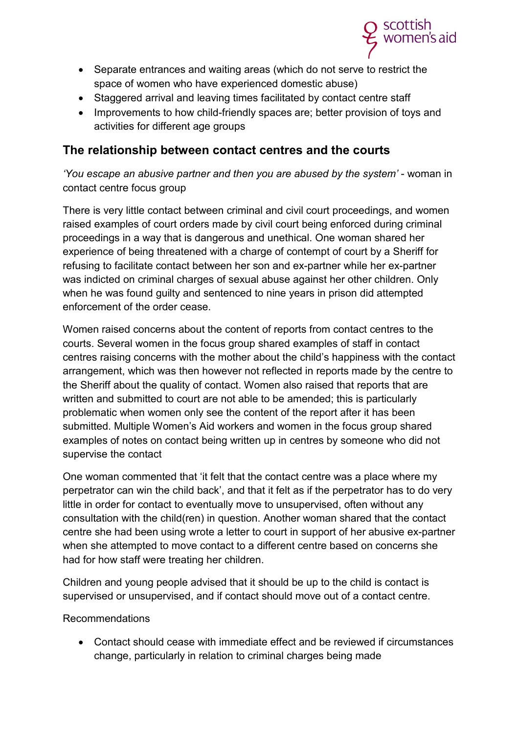- Separate entrances and waiting areas (which do not serve to restrict the space of women who have experienced domestic abuse)
- Staggered arrival and leaving times facilitated by contact centre staff
- Improvements to how child-friendly spaces are; better provision of toys and activities for different age groups

## The relationship between contact centres and the courts

*'You escape an abusive partner and then you are abused by the system'* - woman in contact centre focus group

There is very little contact between criminal and civil court proceedings, and women raised examples of court orders made by civil court being enforced during criminal proceedings in a way that is dangerous and unethical. One woman shared her experience of being threatened with a charge of contempt of court by a Sheriff for refusing to facilitate contact between her son and ex-partner while her ex-partner was indicted on criminal charges of sexual abuse against her other children. Only when he was found guilty and sentenced to nine years in prison did attempted enforcement of the order cease.

Women raised concerns about the content of reports from contact centres to the courts. Several women in the focus group shared examples of staff in contact centres raising concerns with the mother about the child's happiness with the contact arrangement, which was then however not reflected in reports made by the centre to the Sheriff about the quality of contact. Women also raised that reports that are written and submitted to court are not able to be amended; this is particularly problematic when women only see the content of the report after it has been submitted. Multiple Women's Aid workers and women in the focus group shared examples of notes on contact being written up in centres by someone who did not supervise the contact

One woman commented that 'it felt that the contact centre was a place where my perpetrator can win the child back', and that it felt as if the perpetrator has to do very little in order for contact to eventually move to unsupervised, often without any consultation with the child(ren) in question. Another woman shared that the contact centre she had been using wrote a letter to court in support of her abusive ex-partner when she attempted to move contact to a different centre based on concerns she had for how staff were treating her children.

Children and young people advised that it should be up to the child is contact is supervised or unsupervised, and if contact should move out of a contact centre.

Recommendations

- Contact should cease with immediate effect and be reviewed if circumstances change, particularly in relation to criminal charges being made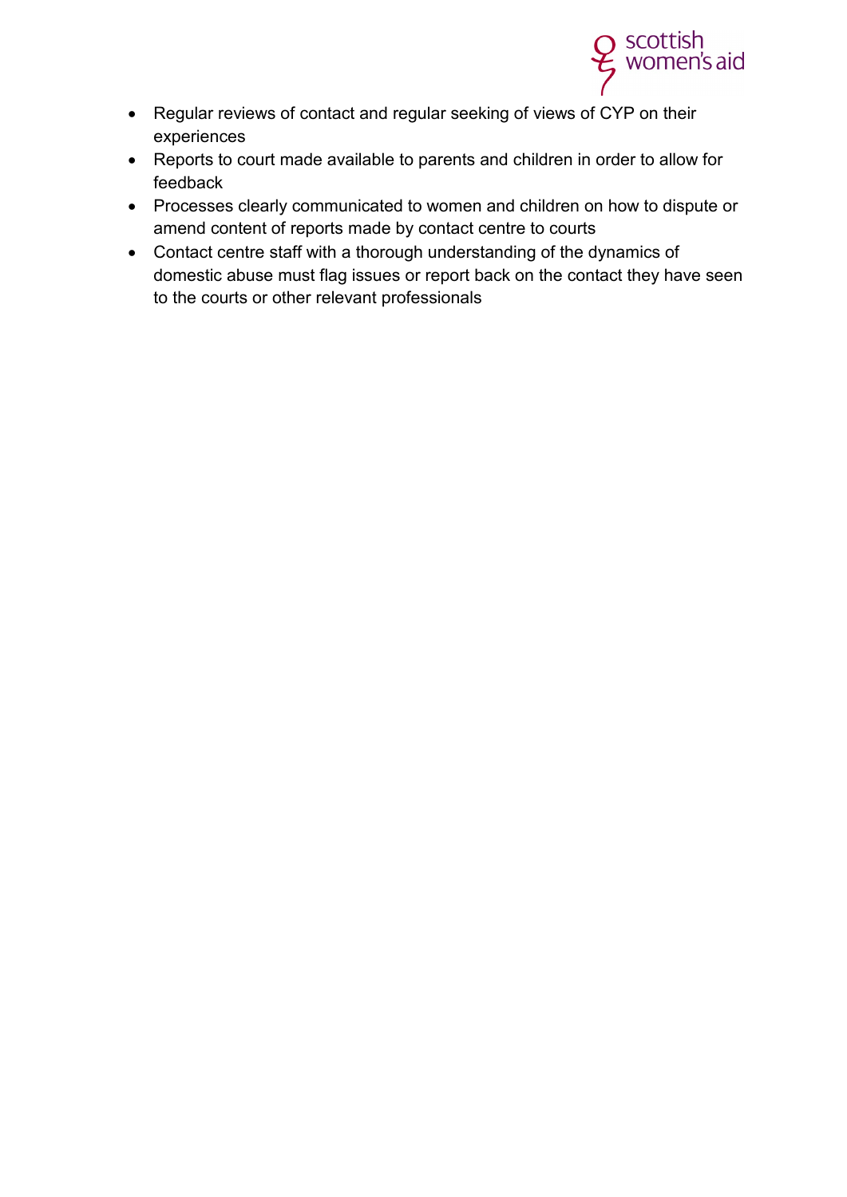- Regular reviews of contact and regular seeking of views of CYP on their experiences
- Reports to court made available to parents and children in order to allow for feedback
- Processes clearly communicated to women and children on how to dispute or amend content of reports made by contact centre to courts
- Contact centre staff with a thorough understanding of the dynamics of domestic abuse must flag issues or report back on the contact they have seen to the courts or other relevant professionals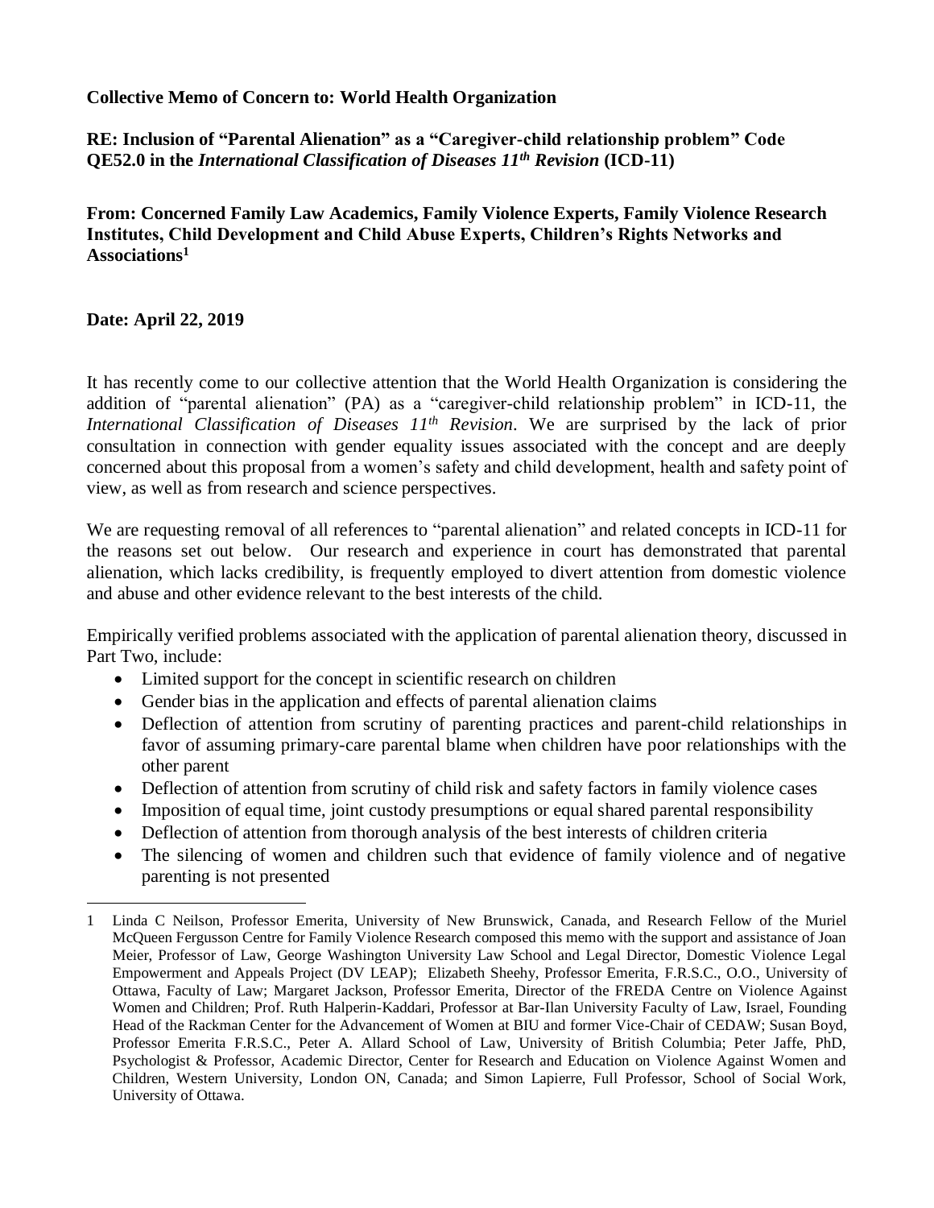**Collective Memo of Concern to: World Health Organization**

**RE: Inclusion of "Parental Alienation" as a "Caregiver-child relationship problem" Code QE52.0 in the *International Classification of Diseases 11th Revision* (ICD-11)**

**From: Concerned Family Law Academics, Family Violence Experts, Family Violence Research Institutes, Child Development and Child Abuse Experts, Children's Rights Networks and Associations[1]**

**Date: April 22, 2019**

It has recently come to our collective attention that the World Health Organization is considering the addition of "parental alienation" (PA) as a "caregiver-child relationship problem" in ICD-11, the *International Classification of Diseases 11th Revision*. We are surprised by the lack of prior consultation in connection with gender equality issues associated with the concept and are deeply concerned about this proposal from a women's safety and child development, health and safety point of view, as well as from research and science perspectives.

We are requesting removal of all references to "parental alienation" and related concepts in ICD-11 for the reasons set out below. Our research and experience in court has demonstrated that parental alienation, which lacks credibility, is frequently employed to divert attention from domestic violence and abuse and other evidence relevant to the best interests of the child.

Empirically verified problems associated with the application of parental alienation theory, discussed in Part Two, include:

- Limited support for the concept in scientific research on children
- Gender bias in the application and effects of parental alienation claims
- Deflection of attention from scrutiny of parenting practices and parent-child relationships in favor of assuming primary-care parental blame when children have poor relationships with the other parent
- Deflection of attention from scrutiny of child risk and safety factors in family violence cases
- Imposition of equal time, joint custody presumptions or equal shared parental responsibility
- Deflection of attention from thorough analysis of the best interests of children criteria
- The silencing of women and children such that evidence of family violence and of negative parenting is not presented

---

1 Linda C Neilson, Professor Emerita, University of New Brunswick, Canada, and Research Fellow of the Muriel McQueen Fergusson Centre for Family Violence Research composed this memo with the support and assistance of Joan Meier, Professor of Law, George Washington University Law School and Legal Director, Domestic Violence Legal Empowerment and Appeals Project (DV LEAP); Elizabeth Sheehy, Professor Emerita, F.R.S.C., O.O., University of Ottawa, Faculty of Law; Margaret Jackson, Professor Emerita, Director of the FREDA Centre on Violence Against Women and Children; Prof. Ruth Halperin-Kaddari, Professor at Bar-Ilan University Faculty of Law, Israel, Founding Head of the Rackman Center for the Advancement of Women at BIU and former Vice-Chair of CEDAW; Susan Boyd, Professor Emerita F.R.S.C., Peter A. Allard School of Law, University of British Columbia; Peter Jaffe, PhD, Psychologist & Professor, Academic Director, Center for Research and Education on Violence Against Women and Children, Western University, London ON, Canada; and Simon Lapierre, Full Professor, School of Social Work, University of Ottawa.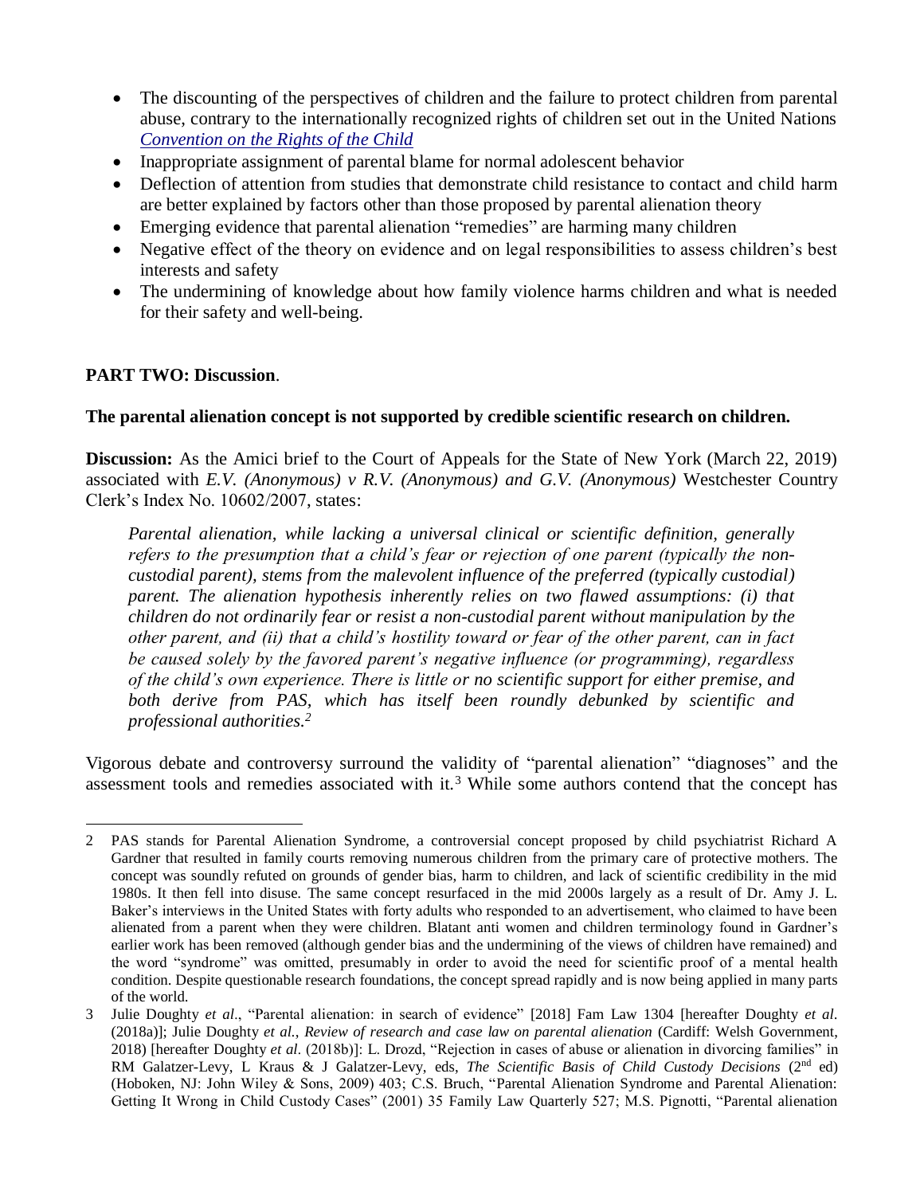- The discounting of the perspectives of children and the failure to protect children from parental abuse, contrary to the internationally recognized rights of children set out in the United Nations *Convention on the Rights of the Child*
- Inappropriate assignment of parental blame for normal adolescent behavior
- Deflection of attention from studies that demonstrate child resistance to contact and child harm are better explained by factors other than those proposed by parental alienation theory
- Emerging evidence that parental alienation "remedies" are harming many children
- Negative effect of the theory on evidence and on legal responsibilities to assess children's best interests and safety
- The undermining of knowledge about how family violence harms children and what is needed for their safety and well-being.

**PART TWO: Discussion**.

**The parental alienation concept is not supported by credible scientific research on children.**

**Discussion:** As the Amici brief to the Court of Appeals for the State of New York (March 22, 2019) associated with *E.V. (Anonymous) v R.V. (Anonymous) and G.V. (Anonymous)* Westchester Country Clerk's Index No. 10602/2007, states:

> *Parental alienation, while lacking a universal clinical or scientific definition, generally refers to the presumption that a child's fear or rejection of one parent (typically the non-custodial parent), stems from the malevolent influence of the preferred (typically custodial) parent. The alienation hypothesis inherently relies on two flawed assumptions: (i) that children do not ordinarily fear or resist a non-custodial parent without manipulation by the other parent, and (ii) that a child's hostility toward or fear of the other parent, can in fact be caused solely by the favored parent's negative influence (or programming), regardless of the child's own experience. There is little or no scientific support for either premise, and both derive from PAS, which has itself been roundly debunked by scientific and professional authorities.*[2]

Vigorous debate and controversy surround the validity of "parental alienation" "diagnoses" and the assessment tools and remedies associated with it.[3] While some authors contend that the concept has

---

2 PAS stands for Parental Alienation Syndrome, a controversial concept proposed by child psychiatrist Richard A Gardner that resulted in family courts removing numerous children from the primary care of protective mothers. The concept was soundly refuted on grounds of gender bias, harm to children, and lack of scientific credibility in the mid 1980s. It then fell into disuse. The same concept resurfaced in the mid 2000s largely as a result of Dr. Amy J. L. Baker's interviews in the United States with forty adults who responded to an advertisement, who claimed to have been alienated from a parent when they were children. Blatant anti women and children terminology found in Gardner's earlier work has been removed (although gender bias and the undermining of the views of children have remained) and the word "syndrome" was omitted, presumably in order to avoid the need for scientific proof of a mental health condition. Despite questionable research foundations, the concept spread rapidly and is now being applied in many parts of the world.

3 Julie Doughty *et al*., "Parental alienation: in search of evidence" [2018] Fam Law 1304 [hereafter Doughty *et al*. (2018a)]; Julie Doughty *et al., Review of research and case law on parental alienation* (Cardiff: Welsh Government, 2018) [hereafter Doughty *et al*. (2018b)]: L. Drozd, "Rejection in cases of abuse or alienation in divorcing families" in RM Galatzer-Levy, L Kraus & J Galatzer-Levy, eds, *The Scientific Basis of Child Custody Decisions* (2nd ed) (Hoboken, NJ: John Wiley & Sons, 2009) 403; C.S. Bruch, "Parental Alienation Syndrome and Parental Alienation: Getting It Wrong in Child Custody Cases" (2001) 35 Family Law Quarterly 527; M.S. Pignotti, "Parental alienation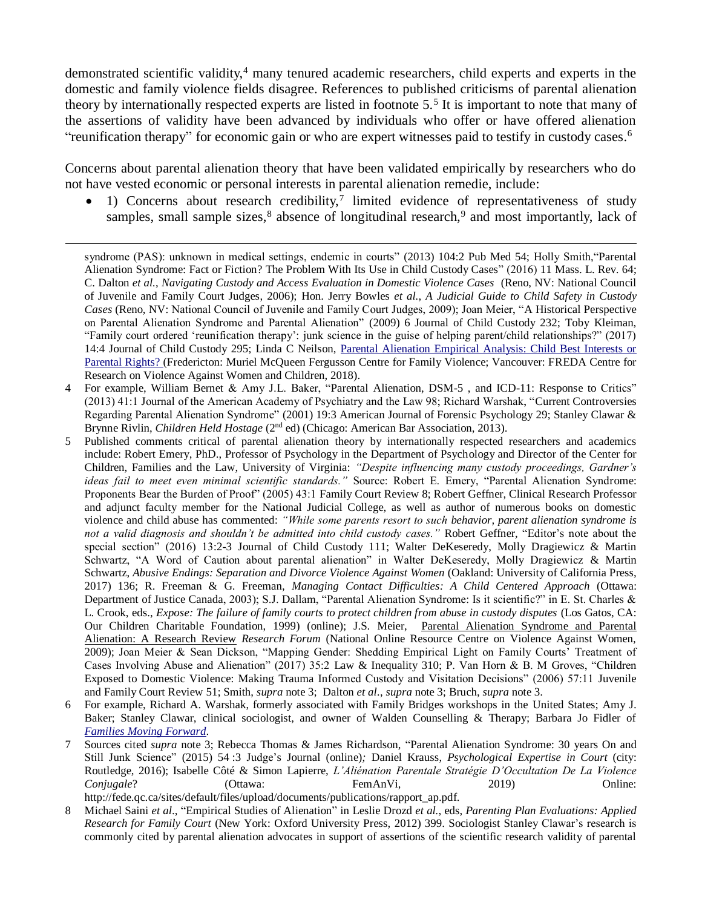demonstrated scientific validity,[4] many tenured academic researchers, child experts and experts in the domestic and family violence fields disagree. References to published criticisms of parental alienation theory by internationally respected experts are listed in footnote 5.[5] It is important to note that many of the assertions of validity have been advanced by individuals who offer or have offered alienation "reunification therapy" for economic gain or who are expert witnesses paid to testify in custody cases.[6]

Concerns about parental alienation theory that have been validated empirically by researchers who do not have vested economic or personal interests in parental alienation remedie, include:

- 1) Concerns about research credibility,[7] limited evidence of representativeness of study samples, small sample sizes,[8] absence of longitudinal research,[9] and most importantly, lack of

---

syndrome (PAS): unknown in medical settings, endemic in courts" (2013) 104:2 Pub Med 54; Holly Smith,"Parental Alienation Syndrome: Fact or Fiction? The Problem With Its Use in Child Custody Cases" (2016) 11 Mass. L. Rev. 64; C. Dalton *et al.*, *Navigating Custody and Access Evaluation in Domestic Violence Cases* (Reno, NV: National Council of Juvenile and Family Court Judges, 2006); Hon. Jerry Bowles *et al.*, *A Judicial Guide to Child Safety in Custody Cases* (Reno, NV: National Council of Juvenile and Family Court Judges, 2009); Joan Meier, "A Historical Perspective on Parental Alienation Syndrome and Parental Alienation" (2009) 6 Journal of Child Custody 232; Toby Kleiman, "Family court ordered 'reunification therapy': junk science in the guise of helping parent/child relationships?" (2017) 14:4 Journal of Child Custody 295; Linda C Neilson, Parental Alienation Empirical Analysis: Child Best Interests or Parental Rights? (Fredericton: Muriel McQueen Fergusson Centre for Family Violence; Vancouver: FREDA Centre for Research on Violence Against Women and Children, 2018).

4 For example, William Bernet & Amy J.L. Baker, "Parental Alienation, DSM-5 , and ICD-11: Response to Critics" (2013) 41:1 Journal of the American Academy of Psychiatry and the Law 98; Richard Warshak, "Current Controversies Regarding Parental Alienation Syndrome" (2001) 19:3 American Journal of Forensic Psychology 29; Stanley Clawar & Brynne Rivlin, *Children Held Hostage* (2nd ed) (Chicago: American Bar Association, 2013).

5 Published comments critical of parental alienation theory by internationally respected researchers and academics include: Robert Emery, PhD., Professor of Psychology in the Department of Psychology and Director of the Center for Children, Families and the Law, University of Virginia: *"Despite influencing many custody proceedings, Gardner's ideas fail to meet even minimal scientific standards."* Source: Robert E. Emery, "Parental Alienation Syndrome: Proponents Bear the Burden of Proof" (2005) 43:1 Family Court Review 8; Robert Geffner, Clinical Research Professor and adjunct faculty member for the National Judicial College, as well as author of numerous books on domestic violence and child abuse has commented: *"While some parents resort to such behavior, parent alienation syndrome is not a valid diagnosis and shouldn't be admitted into child custody cases."* Robert Geffner, "Editor's note about the special section" (2016) 13:2-3 Journal of Child Custody 111; Walter DeKeseredy, Molly Dragiewicz & Martin Schwartz, "A Word of Caution about parental alienation" in Walter DeKeseredy, Molly Dragiewicz & Martin Schwartz, *Abusive Endings: Separation and Divorce Violence Against Women* (Oakland: University of California Press, 2017) 136; R. Freeman & G. Freeman, *Managing Contact Difficulties: A Child Centered Approach* (Ottawa: Department of Justice Canada, 2003); S.J. Dallam, "Parental Alienation Syndrome: Is it scientific?" in E. St. Charles & L. Crook, eds., *Expose: The failure of family courts to protect children from abuse in custody disputes* (Los Gatos, CA: Our Children Charitable Foundation, 1999) (online); J.S. Meier, Parental Alienation Syndrome and Parental Alienation: A Research Review *Research Forum* (National Online Resource Centre on Violence Against Women, 2009); Joan Meier & Sean Dickson, "Mapping Gender: Shedding Empirical Light on Family Courts' Treatment of Cases Involving Abuse and Alienation" (2017) 35:2 Law & Inequality 310; P. Van Horn & B. M Groves, "Children Exposed to Domestic Violence: Making Trauma Informed Custody and Visitation Decisions" (2006) 57:11 Juvenile and Family Court Review 51; Smith, *supra* note 3; Dalton *et al.*, *supra* note 3; Bruch, *supra* note 3.

6 For example, Richard A. Warshak, formerly associated with Family Bridges workshops in the United States; Amy J. Baker; Stanley Clawar, clinical sociologist, and owner of Walden Counselling & Therapy; Barbara Jo Fidler of *Families Moving Forward*.

7 Sources cited *supra* note 3; Rebecca Thomas & James Richardson, "Parental Alienation Syndrome: 30 years On and Still Junk Science" (2015) 54 :3 Judge's Journal (online)*;* Daniel Krauss, *Psychological Expertise in Court* (city: Routledge, 2016); Isabelle Côté & Simon Lapierre, *L'Aliénation Parentale Stratégie D'Occultation De La Violence Conjugale*? (Ottawa: FemAnVi, 2019) Online: http://fede.qc.ca/sites/default/files/upload/documents/publications/rapport_ap.pdf.

8 Michael Saini *et al*., "Empirical Studies of Alienation" in Leslie Drozd *et al.*, eds, *Parenting Plan Evaluations: Applied Research for Family Court* (New York: Oxford University Press, 2012) 399. Sociologist Stanley Clawar's research is commonly cited by parental alienation advocates in support of assertions of the scientific research validity of parental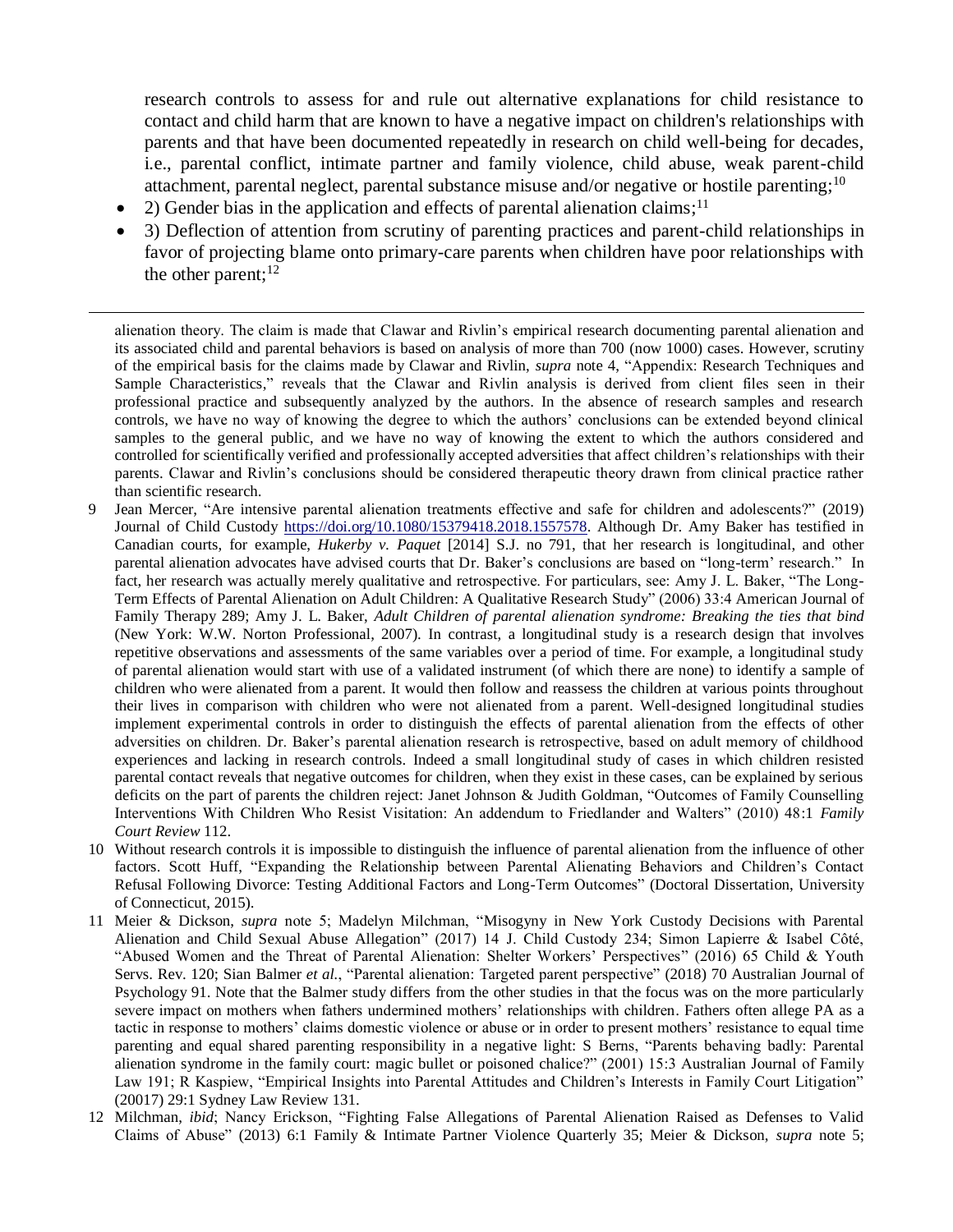research controls to assess for and rule out alternative explanations for child resistance to contact and child harm that are known to have a negative impact on children's relationships with parents and that have been documented repeatedly in research on child well-being for decades, i.e., parental conflict, intimate partner and family violence, child abuse, weak parent-child attachment, parental neglect, parental substance misuse and/or negative or hostile parenting;[10]

- 2) Gender bias in the application and effects of parental alienation claims;[11]
- 3) Deflection of attention from scrutiny of parenting practices and parent-child relationships in favor of projecting blame onto primary-care parents when children have poor relationships with the other parent;[12]

---

alienation theory. The claim is made that Clawar and Rivlin's empirical research documenting parental alienation and its associated child and parental behaviors is based on analysis of more than 700 (now 1000) cases. However, scrutiny of the empirical basis for the claims made by Clawar and Rivlin, *supra* note 4, "Appendix: Research Techniques and Sample Characteristics," reveals that the Clawar and Rivlin analysis is derived from client files seen in their professional practice and subsequently analyzed by the authors. In the absence of research samples and research controls, we have no way of knowing the degree to which the authors' conclusions can be extended beyond clinical samples to the general public, and we have no way of knowing the extent to which the authors considered and controlled for scientifically verified and professionally accepted adversities that affect children's relationships with their parents. Clawar and Rivlin's conclusions should be considered therapeutic theory drawn from clinical practice rather than scientific research.

9 Jean Mercer, "Are intensive parental alienation treatments effective and safe for children and adolescents?" (2019) Journal of Child Custody https://doi.org/10.1080/15379418.2018.1557578. Although Dr. Amy Baker has testified in Canadian courts, for example, *Hukerby v. Paquet* [2014] S.J. no 791, that her research is longitudinal, and other parental alienation advocates have advised courts that Dr. Baker's conclusions are based on "long-term' research." In fact, her research was actually merely qualitative and retrospective. For particulars, see: Amy J. L. Baker, "The Long-Term Effects of Parental Alienation on Adult Children: A Qualitative Research Study" (2006) 33:4 American Journal of Family Therapy 289; Amy J. L. Baker, *Adult Children of parental alienation syndrome: Breaking the ties that bind* (New York: W.W. Norton Professional, 2007). In contrast, a longitudinal study is a research design that involves repetitive observations and assessments of the same variables over a period of time. For example, a longitudinal study of parental alienation would start with use of a validated instrument (of which there are none) to identify a sample of children who were alienated from a parent. It would then follow and reassess the children at various points throughout their lives in comparison with children who were not alienated from a parent. Well-designed longitudinal studies implement experimental controls in order to distinguish the effects of parental alienation from the effects of other adversities on children. Dr. Baker's parental alienation research is retrospective, based on adult memory of childhood experiences and lacking in research controls. Indeed a small longitudinal study of cases in which children resisted parental contact reveals that negative outcomes for children, when they exist in these cases, can be explained by serious deficits on the part of parents the children reject: Janet Johnson & Judith Goldman, "Outcomes of Family Counselling Interventions With Children Who Resist Visitation: An addendum to Friedlander and Walters" (2010) 48:1 *Family Court Review* 112.

10 Without research controls it is impossible to distinguish the influence of parental alienation from the influence of other factors. Scott Huff, "Expanding the Relationship between Parental Alienating Behaviors and Children's Contact Refusal Following Divorce: Testing Additional Factors and Long-Term Outcomes" (Doctoral Dissertation, University of Connecticut, 2015).

11 Meier & Dickson, *supra* note 5; Madelyn Milchman, "Misogyny in New York Custody Decisions with Parental Alienation and Child Sexual Abuse Allegation" (2017) 14 J. Child Custody 234; Simon Lapierre & Isabel Côté, "Abused Women and the Threat of Parental Alienation: Shelter Workers' Perspectives" (2016) 65 Child & Youth Servs. Rev. 120; Sian Balmer *et al.*, "Parental alienation: Targeted parent perspective" (2018) 70 Australian Journal of Psychology 91. Note that the Balmer study differs from the other studies in that the focus was on the more particularly severe impact on mothers when fathers undermined mothers' relationships with children. Fathers often allege PA as a tactic in response to mothers' claims domestic violence or abuse or in order to present mothers' resistance to equal time parenting and equal shared parenting responsibility in a negative light: S Berns, "Parents behaving badly: Parental alienation syndrome in the family court: magic bullet or poisoned chalice?" (2001) 15:3 Australian Journal of Family Law 191; R Kaspiew, "Empirical Insights into Parental Attitudes and Children's Interests in Family Court Litigation" (20017) 29:1 Sydney Law Review 131.

12 Milchman, *ibid*; Nancy Erickson, "Fighting False Allegations of Parental Alienation Raised as Defenses to Valid Claims of Abuse" (2013) 6:1 Family & Intimate Partner Violence Quarterly 35; Meier & Dickson, *supra* note 5;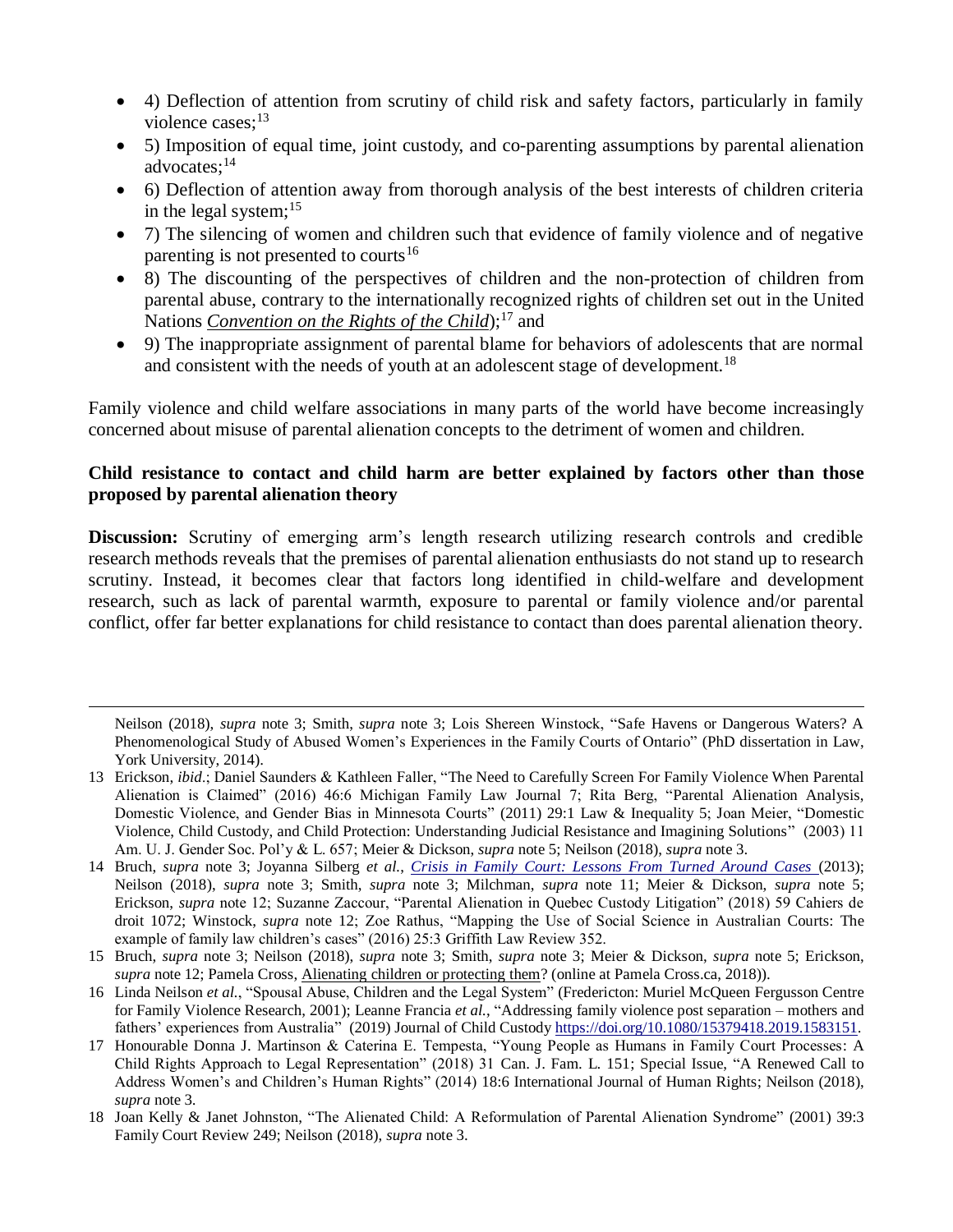- 4) Deflection of attention from scrutiny of child risk and safety factors, particularly in family violence cases;[13]
- 5) Imposition of equal time, joint custody, and co-parenting assumptions by parental alienation advocates;[14]
- 6) Deflection of attention away from thorough analysis of the best interests of children criteria in the legal system;[15]
- 7) The silencing of women and children such that evidence of family violence and of negative parenting is not presented to courts[16]
- 8) The discounting of the perspectives of children and the non-protection of children from parental abuse, contrary to the internationally recognized rights of children set out in the United Nations *Convention on the Rights of the Child*);[17] and
- 9) The inappropriate assignment of parental blame for behaviors of adolescents that are normal and consistent with the needs of youth at an adolescent stage of development.[18]

Family violence and child welfare associations in many parts of the world have become increasingly concerned about misuse of parental alienation concepts to the detriment of women and children.

**Child resistance to contact and child harm are better explained by factors other than those proposed by parental alienation theory**

**Discussion:** Scrutiny of emerging arm's length research utilizing research controls and credible research methods reveals that the premises of parental alienation enthusiasts do not stand up to research scrutiny. Instead, it becomes clear that factors long identified in child-welfare and development research, such as lack of parental warmth, exposure to parental or family violence and/or parental conflict, offer far better explanations for child resistance to contact than does parental alienation theory.

---

Neilson (2018), *supra* note 3; Smith, *supra* note 3; Lois Shereen Winstock, "Safe Havens or Dangerous Waters? A Phenomenological Study of Abused Women's Experiences in the Family Courts of Ontario" (PhD dissertation in Law, York University, 2014).

13 Erickson, *ibid*.; Daniel Saunders & Kathleen Faller, "The Need to Carefully Screen For Family Violence When Parental Alienation is Claimed" (2016) 46:6 Michigan Family Law Journal 7; Rita Berg, "Parental Alienation Analysis, Domestic Violence, and Gender Bias in Minnesota Courts" (2011) 29:1 Law & Inequality 5; Joan Meier, "Domestic Violence, Child Custody, and Child Protection: Understanding Judicial Resistance and Imagining Solutions" (2003) 11 Am. U. J. Gender Soc. Pol'y & L. 657; Meier & Dickson, *supra* note 5; Neilson (2018), *supra* note 3.

14 Bruch, *supra* note 3; Joyanna Silberg *et al.*, *Crisis in Family Court: Lessons From Turned Around Cases* (2013); Neilson (2018), *supra* note 3; Smith, *supra* note 3; Milchman, *supra* note 11; Meier & Dickson, *supra* note 5; Erickson, *supra* note 12; Suzanne Zaccour, "Parental Alienation in Quebec Custody Litigation" (2018) 59 Cahiers de droit 1072; Winstock, *supra* note 12; Zoe Rathus, "Mapping the Use of Social Science in Australian Courts: The example of family law children's cases" (2016) 25:3 Griffith Law Review 352.

15 Bruch, *supra* note 3; Neilson (2018), *supra* note 3; Smith, *supra* note 3; Meier & Dickson, *supra* note 5; Erickson, *supra* note 12; Pamela Cross, Alienating children or protecting them? (online at Pamela Cross.ca, 2018)).

16 Linda Neilson *et al.*, "Spousal Abuse, Children and the Legal System" (Fredericton: Muriel McQueen Fergusson Centre for Family Violence Research, 2001); Leanne Francia *et al.*, "Addressing family violence post separation – mothers and fathers' experiences from Australia" (2019) Journal of Child Custody https://doi.org/10.1080/15379418.2019.1583151.

17 Honourable Donna J. Martinson & Caterina E. Tempesta, "Young People as Humans in Family Court Processes: A Child Rights Approach to Legal Representation" (2018) 31 Can. J. Fam. L. 151; Special Issue, "A Renewed Call to Address Women's and Children's Human Rights" (2014) 18:6 International Journal of Human Rights; Neilson (2018), *supra* note 3.

18 Joan Kelly & Janet Johnston, "The Alienated Child: A Reformulation of Parental Alienation Syndrome" (2001) 39:3 Family Court Review 249; Neilson (2018), *supra* note 3.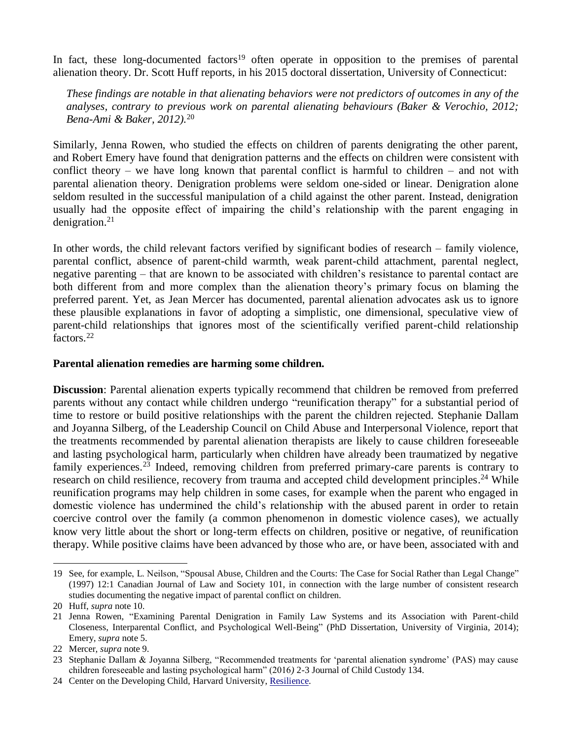In fact, these long-documented factors[19] often operate in opposition to the premises of parental alienation theory. Dr. Scott Huff reports, in his 2015 doctoral dissertation, University of Connecticut:

> *These findings are notable in that alienating behaviors were not predictors of outcomes in any of the analyses, contrary to previous work on parental alienating behaviours (Baker & Verochio, 2012; Bena-Ami & Baker, 2012).*[20]

Similarly, Jenna Rowen, who studied the effects on children of parents denigrating the other parent, and Robert Emery have found that denigration patterns and the effects on children were consistent with conflict theory – we have long known that parental conflict is harmful to children – and not with parental alienation theory. Denigration problems were seldom one-sided or linear. Denigration alone seldom resulted in the successful manipulation of a child against the other parent. Instead, denigration usually had the opposite effect of impairing the child's relationship with the parent engaging in denigration.[21]

In other words, the child relevant factors verified by significant bodies of research – family violence, parental conflict, absence of parent-child warmth, weak parent-child attachment, parental neglect, negative parenting – that are known to be associated with children's resistance to parental contact are both different from and more complex than the alienation theory's primary focus on blaming the preferred parent. Yet, as Jean Mercer has documented, parental alienation advocates ask us to ignore these plausible explanations in favor of adopting a simplistic, one dimensional, speculative view of parent-child relationships that ignores most of the scientifically verified parent-child relationship factors.[22]

**Parental alienation remedies are harming some children.**

**Discussion**: Parental alienation experts typically recommend that children be removed from preferred parents without any contact while children undergo "reunification therapy" for a substantial period of time to restore or build positive relationships with the parent the children rejected. Stephanie Dallam and Joyanna Silberg, of the Leadership Council on Child Abuse and Interpersonal Violence, report that the treatments recommended by parental alienation therapists are likely to cause children foreseeable and lasting psychological harm, particularly when children have already been traumatized by negative family experiences.[23] Indeed, removing children from preferred primary-care parents is contrary to research on child resilience, recovery from trauma and accepted child development principles.[24] While reunification programs may help children in some cases, for example when the parent who engaged in domestic violence has undermined the child's relationship with the abused parent in order to retain coercive control over the family (a common phenomenon in domestic violence cases), we actually know very little about the short or long-term effects on children, positive or negative, of reunification therapy. While positive claims have been advanced by those who are, or have been, associated with and

---

19 See, for example, L. Neilson, "Spousal Abuse, Children and the Courts: The Case for Social Rather than Legal Change" (1997) 12:1 Canadian Journal of Law and Society 101, in connection with the large number of consistent research studies documenting the negative impact of parental conflict on children.

20 Huff, *supra* note 10.

21 Jenna Rowen, "Examining Parental Denigration in Family Law Systems and its Association with Parent-child Closeness, Interparental Conflict, and Psychological Well-Being" (PhD Dissertation, University of Virginia, 2014); Emery, *supra* note 5.

22 Mercer, *supra* note 9.

23 Stephanie Dallam & Joyanna Silberg, "Recommended treatments for 'parental alienation syndrome' (PAS) may cause children foreseeable and lasting psychological harm" (2016) 2-3 Journal of Child Custody 134.

24 Center on the Developing Child, Harvard University, Resilience.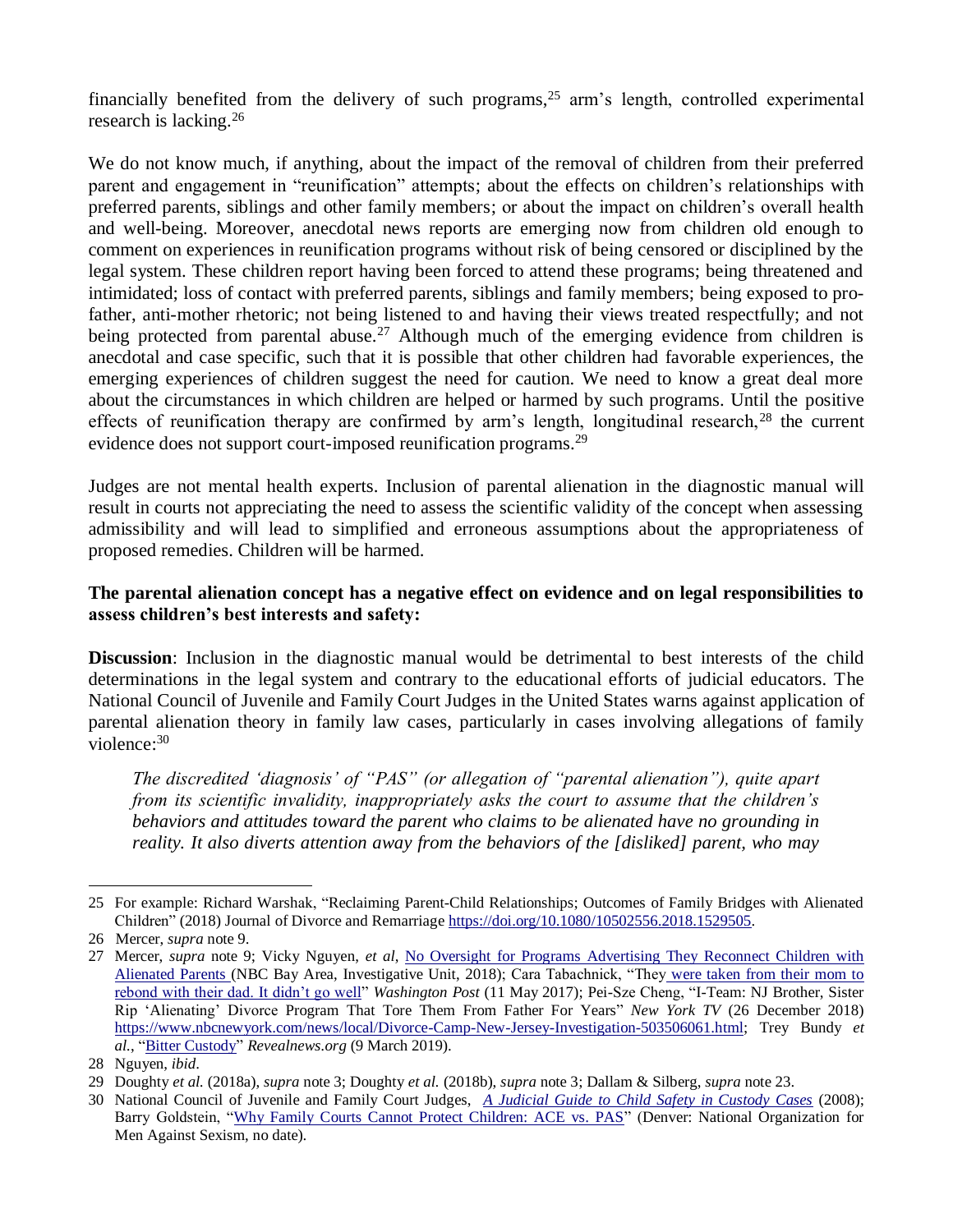financially benefited from the delivery of such programs,[25] arm's length, controlled experimental research is lacking.[26]

We do not know much, if anything, about the impact of the removal of children from their preferred parent and engagement in "reunification" attempts; about the effects on children's relationships with preferred parents, siblings and other family members; or about the impact on children's overall health and well-being. Moreover, anecdotal news reports are emerging now from children old enough to comment on experiences in reunification programs without risk of being censored or disciplined by the legal system. These children report having been forced to attend these programs; being threatened and intimidated; loss of contact with preferred parents, siblings and family members; being exposed to pro-father, anti-mother rhetoric; not being listened to and having their views treated respectfully; and not being protected from parental abuse.[27] Although much of the emerging evidence from children is anecdotal and case specific, such that it is possible that other children had favorable experiences, the emerging experiences of children suggest the need for caution. We need to know a great deal more about the circumstances in which children are helped or harmed by such programs. Until the positive effects of reunification therapy are confirmed by arm's length, longitudinal research,[28] the current evidence does not support court-imposed reunification programs.[29]

Judges are not mental health experts. Inclusion of parental alienation in the diagnostic manual will result in courts not appreciating the need to assess the scientific validity of the concept when assessing admissibility and will lead to simplified and erroneous assumptions about the appropriateness of proposed remedies. Children will be harmed.

**The parental alienation concept has a negative effect on evidence and on legal responsibilities to assess children's best interests and safety:**

**Discussion**: Inclusion in the diagnostic manual would be detrimental to best interests of the child determinations in the legal system and contrary to the educational efforts of judicial educators. The National Council of Juvenile and Family Court Judges in the United States warns against application of parental alienation theory in family law cases, particularly in cases involving allegations of family violence:[30]

> *The discredited 'diagnosis' of "PAS" (or allegation of "parental alienation"), quite apart from its scientific invalidity, inappropriately asks the court to assume that the children's behaviors and attitudes toward the parent who claims to be alienated have no grounding in reality. It also diverts attention away from the behaviors of the [disliked] parent, who may*

---

25 For example: Richard Warshak, "Reclaiming Parent-Child Relationships; Outcomes of Family Bridges with Alienated Children" (2018) Journal of Divorce and Remarriage https://doi.org/10.1080/10502556.2018.1529505.

26 Mercer, *supra* note 9.

27 Mercer, *supra* note 9; Vicky Nguyen, *et al*, No Oversight for Programs Advertising They Reconnect Children with Alienated Parents (NBC Bay Area, Investigative Unit, 2018); Cara Tabachnick, "They were taken from their mom to rebond with their dad. It didn't go well" *Washington Post* (11 May 2017); Pei-Sze Cheng, "I-Team: NJ Brother, Sister Rip 'Alienating' Divorce Program That Tore Them From Father For Years" *New York TV* (26 December 2018) https://www.nbcnewyork.com/news/local/Divorce-Camp-New-Jersey-Investigation-503506061.html; Trey Bundy *et al.*, "Bitter Custody" *Revealnews.org* (9 March 2019).

28 Nguyen, *ibid*.

29 Doughty *et al.* (2018a), *supra* note 3; Doughty *et al.* (2018b), *supra* note 3; Dallam & Silberg, *supra* note 23.

30 National Council of Juvenile and Family Court Judges, *A Judicial Guide to Child Safety in Custody Cases* (2008); Barry Goldstein, "Why Family Courts Cannot Protect Children: ACE vs. PAS" (Denver: National Organization for Men Against Sexism, no date).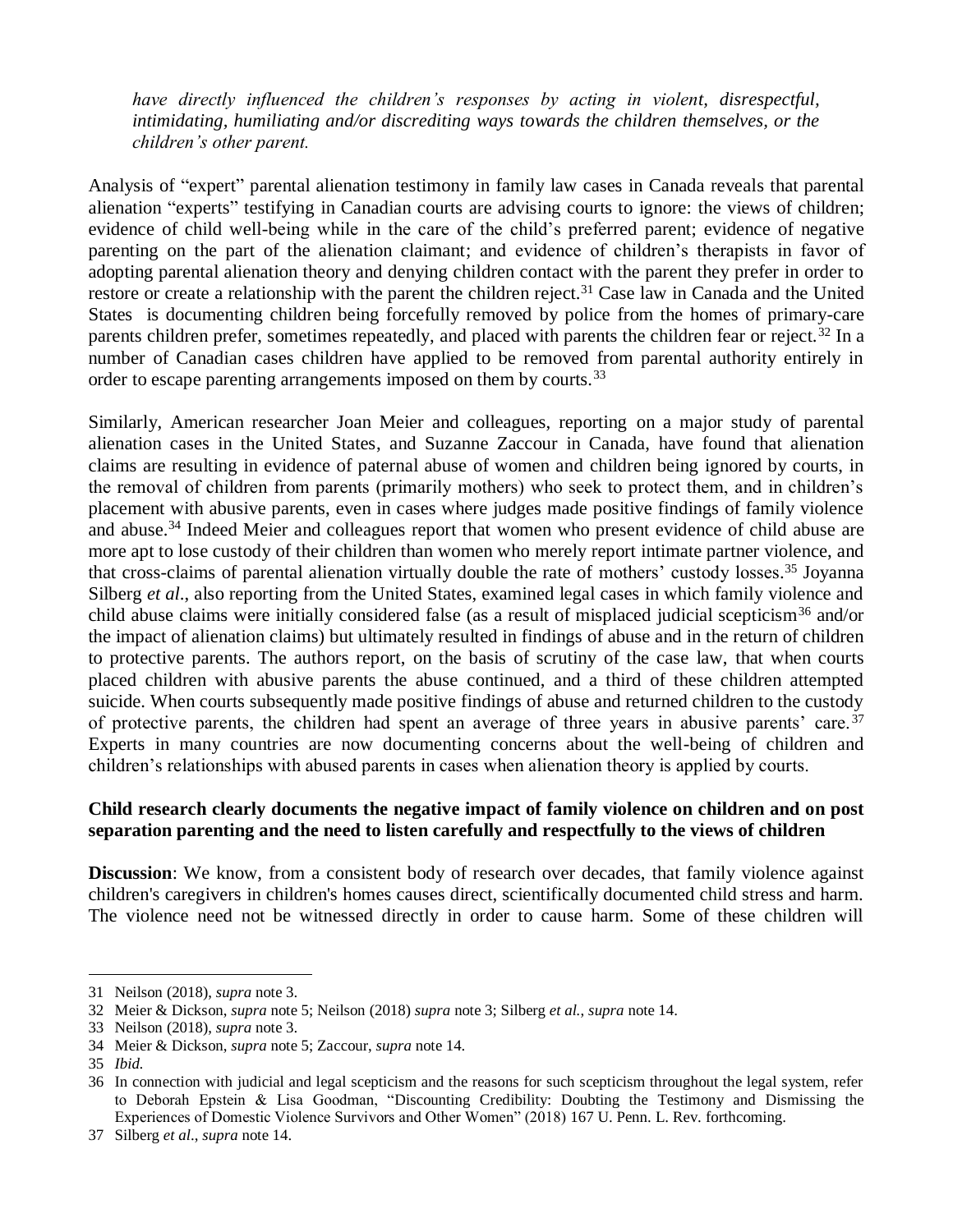*have directly influenced the children's responses by acting in violent, disrespectful, intimidating, humiliating and/or discrediting ways towards the children themselves, or the children's other parent.*

Analysis of "expert" parental alienation testimony in family law cases in Canada reveals that parental alienation "experts" testifying in Canadian courts are advising courts to ignore: the views of children; evidence of child well-being while in the care of the child's preferred parent; evidence of negative parenting on the part of the alienation claimant; and evidence of children's therapists in favor of adopting parental alienation theory and denying children contact with the parent they prefer in order to restore or create a relationship with the parent the children reject.[31] Case law in Canada and the United States is documenting children being forcefully removed by police from the homes of primary-care parents children prefer, sometimes repeatedly, and placed with parents the children fear or reject.[32] In a number of Canadian cases children have applied to be removed from parental authority entirely in order to escape parenting arrangements imposed on them by courts.[33]

Similarly, American researcher Joan Meier and colleagues, reporting on a major study of parental alienation cases in the United States, and Suzanne Zaccour in Canada, have found that alienation claims are resulting in evidence of paternal abuse of women and children being ignored by courts, in the removal of children from parents (primarily mothers) who seek to protect them, and in children's placement with abusive parents, even in cases where judges made positive findings of family violence and abuse.[34] Indeed Meier and colleagues report that women who present evidence of child abuse are more apt to lose custody of their children than women who merely report intimate partner violence, and that cross-claims of parental alienation virtually double the rate of mothers' custody losses.[35] Joyanna Silberg *et al*., also reporting from the United States, examined legal cases in which family violence and child abuse claims were initially considered false (as a result of misplaced judicial scepticism[36] and/or the impact of alienation claims) but ultimately resulted in findings of abuse and in the return of children to protective parents. The authors report, on the basis of scrutiny of the case law, that when courts placed children with abusive parents the abuse continued, and a third of these children attempted suicide. When courts subsequently made positive findings of abuse and returned children to the custody of protective parents, the children had spent an average of three years in abusive parents' care.[37] Experts in many countries are now documenting concerns about the well-being of children and children's relationships with abused parents in cases when alienation theory is applied by courts.

**Child research clearly documents the negative impact of family violence on children and on post separation parenting and the need to listen carefully and respectfully to the views of children**

**Discussion**: We know, from a consistent body of research over decades, that family violence against children's caregivers in children's homes causes direct, scientifically documented child stress and harm. The violence need not be witnessed directly in order to cause harm. Some of these children will

---

31 Neilson (2018), *supra* note 3.

32 Meier & Dickson, *supra* note 5; Neilson (2018) *supra* note 3; Silberg *et al.*, *supra* note 14.

33 Neilson (2018), *supra* note 3.

34 Meier & Dickson, *supra* note 5; Zaccour, *supra* note 14.

35 *Ibid.*

36 In connection with judicial and legal scepticism and the reasons for such scepticism throughout the legal system, refer to Deborah Epstein & Lisa Goodman, "Discounting Credibility: Doubting the Testimony and Dismissing the Experiences of Domestic Violence Survivors and Other Women" (2018) 167 U. Penn. L. Rev. forthcoming.

37 Silberg *et al*., *supra* note 14.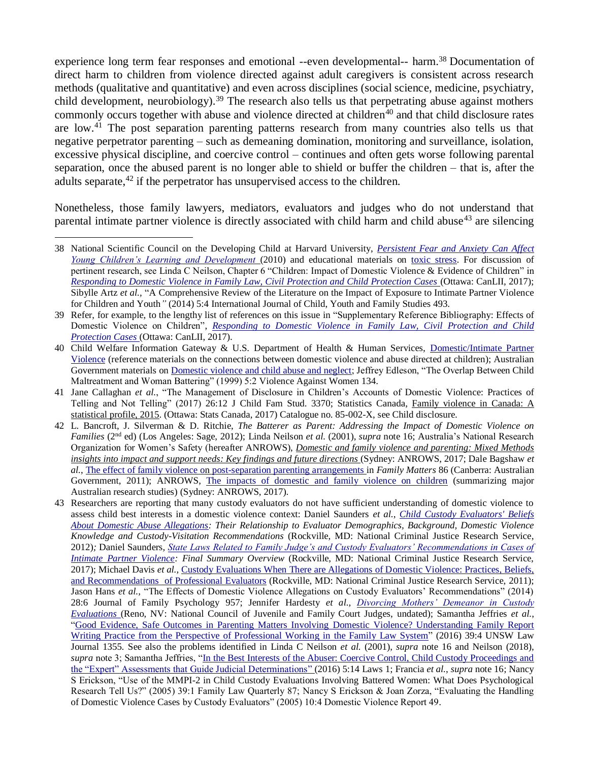experience long term fear responses and emotional --even developmental-- harm.[38] Documentation of direct harm to children from violence directed against adult caregivers is consistent across research methods (qualitative and quantitative) and even across disciplines (social science, medicine, psychiatry, child development, neurobiology).[39] The research also tells us that perpetrating abuse against mothers commonly occurs together with abuse and violence directed at children[40] and that child disclosure rates are low.[41] The post separation parenting patterns research from many countries also tells us that negative perpetrator parenting – such as demeaning domination, monitoring and surveillance, isolation, excessive physical discipline, and coercive control – continues and often gets worse following parental separation, once the abused parent is no longer able to shield or buffer the children – that is, after the adults separate,[42] if the perpetrator has unsupervised access to the children.

Nonetheless, those family lawyers, mediators, evaluators and judges who do not understand that parental intimate partner violence is directly associated with child harm and child abuse[43] are silencing

---

38 National Scientific Council on the Developing Child at Harvard University, *Persistent Fear and Anxiety Can Affect Young Children's Learning and Development* (2010) and educational materials on toxic stress. For discussion of pertinent research, see Linda C Neilson, Chapter 6 "Children: Impact of Domestic Violence & Evidence of Children" in *Responding to Domestic Violence in Family Law, Civil Protection and Child Protection Cases* (Ottawa: CanLII, 2017); Sibylle Artz *et al.*, "A Comprehensive Review of the Literature on the Impact of Exposure to Intimate Partner Violence for Children and Youth*"* (2014) 5:4 International Journal of Child, Youth and Family Studies 493.

39 Refer, for example, to the lengthy list of references on this issue in "Supplementary Reference Bibliography: Effects of Domestic Violence on Children", *Responding to Domestic Violence in Family Law, Civil Protection and Child Protection Cases* (Ottawa: CanLII, 2017).

40 Child Welfare Information Gateway & U.S. Department of Health & Human Services, Domestic/Intimate Partner Violence (reference materials on the connections between domestic violence and abuse directed at children); Australian Government materials on Domestic violence and child abuse and neglect; Jeffrey Edleson, "The Overlap Between Child Maltreatment and Woman Battering" (1999) 5:2 Violence Against Women 134.

41 Jane Callaghan *et al.*, "The Management of Disclosure in Children's Accounts of Domestic Violence: Practices of Telling and Not Telling" (2017) 26:12 J Child Fam Stud. 3370; Statistics Canada, Family violence in Canada: A statistical profile, 2015. (Ottawa: Stats Canada, 2017) Catalogue no. 85-002-X, see Child disclosure.

42 L. Bancroft, J. Silverman & D. Ritchie, *The Batterer as Parent: Addressing the Impact of Domestic Violence on Families* (2nd ed) (Los Angeles: Sage, 2012); Linda Neilson *et al.* (2001), *supra* note 16; Australia's National Research Organization for Women's Safety (hereafter ANROWS), *Domestic and family violence and parenting: Mixed Methods insights into impact and support needs: Key findings and future directions* (Sydney: ANROWS, 2017; Dale Bagshaw *et al.*, The effect of family violence on post-separation parenting arrangements in *Family Matters* 86 (Canberra: Australian Government, 2011); ANROWS, The impacts of domestic and family violence on children (summarizing major Australian research studies) (Sydney: ANROWS, 2017).

43 Researchers are reporting that many custody evaluators do not have sufficient understanding of domestic violence to assess child best interests in a domestic violence context: Daniel Saunders *et al.*, *Child Custody Evaluators' Beliefs About Domestic Abuse Allegations: Their Relationship to Evaluator Demographics, Background, Domestic Violence Knowledge and Custody-Visitation Recommendations* (Rockville, MD: National Criminal Justice Research Service, 2012)*;* Daniel Saunders, *State Laws Related to Family Judge's and Custody Evaluators' Recommendations in Cases of Intimate Partner Violence: Final Summary Overview* (Rockville, MD: National Criminal Justice Research Service, 2017); Michael Davis *et al.*, Custody Evaluations When There are Allegations of Domestic Violence: Practices, Beliefs, and Recommendations of Professional Evaluators (Rockville, MD: National Criminal Justice Research Service, 2011); Jason Hans *et al.*, "The Effects of Domestic Violence Allegations on Custody Evaluators' Recommendations" (2014) 28:6 Journal of Family Psychology 957; Jennifer Hardesty *et al.*, *Divorcing Mothers' Demeanor in Custody Evaluations* (Reno, NV: National Council of Juvenile and Family Court Judges, undated); Samantha Jeffries *et al.*, "Good Evidence, Safe Outcomes in Parenting Matters Involving Domestic Violence? Understanding Family Report Writing Practice from the Perspective of Professional Working in the Family Law System" (2016) 39:4 UNSW Law Journal 1355. See also the problems identified in Linda C Neilson *et al.* (2001), *supra* note 16 and Neilson (2018), *supra* note 3; Samantha Jeffries, "In the Best Interests of the Abuser: Coercive Control, Child Custody Proceedings and the "Expert" Assessments that Guide Judicial Determinations" (2016) 5:14 Laws 1; Francia *et al.*, *supra* note 16; Nancy S Erickson, "Use of the MMPI-2 in Child Custody Evaluations Involving Battered Women: What Does Psychological Research Tell Us?" (2005) 39:1 Family Law Quarterly 87; Nancy S Erickson & Joan Zorza, "Evaluating the Handling of Domestic Violence Cases by Custody Evaluators" (2005) 10:4 Domestic Violence Report 49.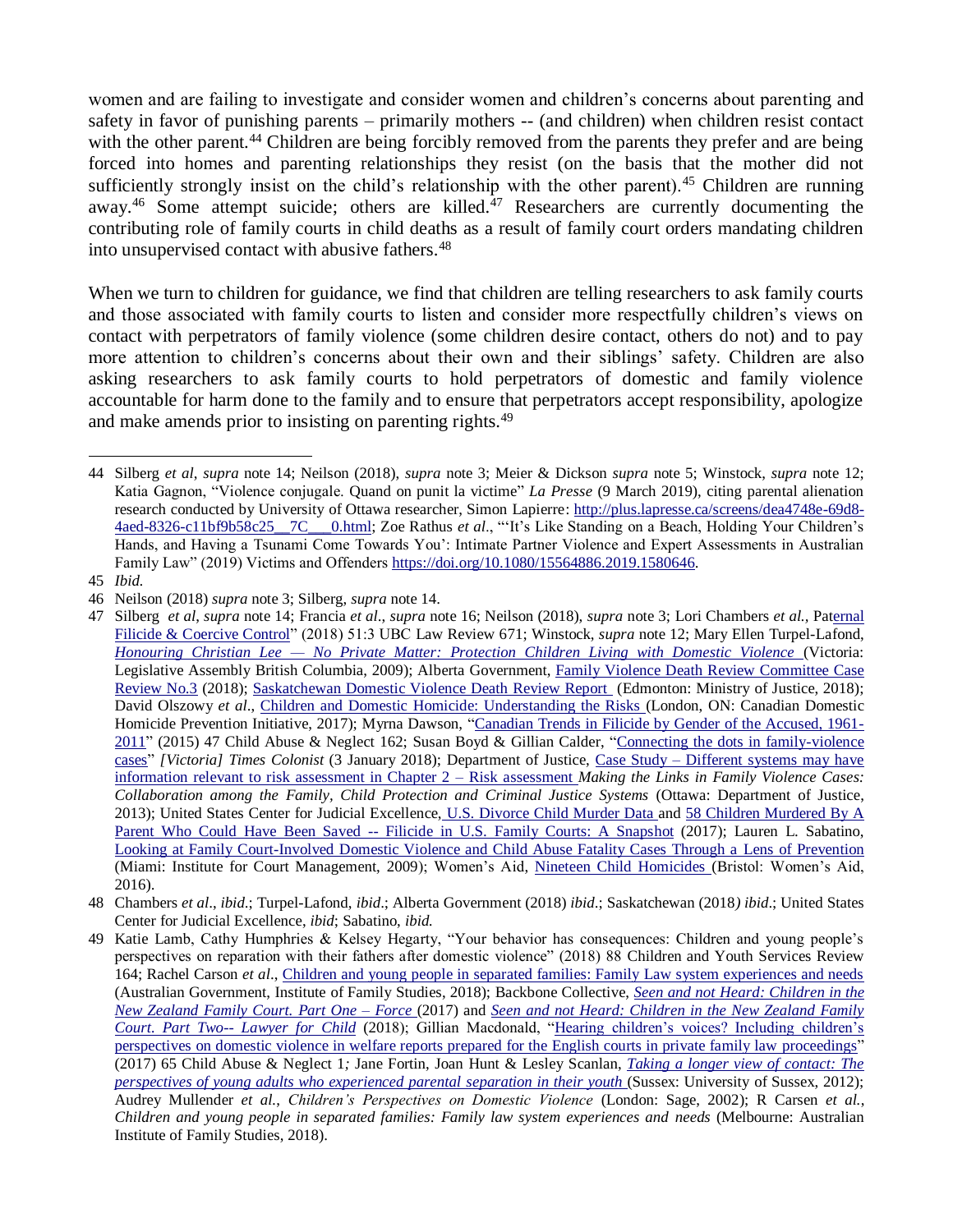women and are failing to investigate and consider women and children's concerns about parenting and safety in favor of punishing parents – primarily mothers -- (and children) when children resist contact with the other parent.[44] Children are being forcibly removed from the parents they prefer and are being forced into homes and parenting relationships they resist (on the basis that the mother did not sufficiently strongly insist on the child's relationship with the other parent).[45] Children are running away.[46] Some attempt suicide; others are killed.[47] Researchers are currently documenting the contributing role of family courts in child deaths as a result of family court orders mandating children into unsupervised contact with abusive fathers.[48]

When we turn to children for guidance, we find that children are telling researchers to ask family courts and those associated with family courts to listen and consider more respectfully children's views on contact with perpetrators of family violence (some children desire contact, others do not) and to pay more attention to children's concerns about their own and their siblings' safety. Children are also asking researchers to ask family courts to hold perpetrators of domestic and family violence accountable for harm done to the family and to ensure that perpetrators accept responsibility, apologize and make amends prior to insisting on parenting rights.[49]

---

44 Silberg *et al*, *supra* note 14; Neilson (2018), *supra* note 3; Meier & Dickson *supra* note 5; Winstock, *supra* note 12; Katia Gagnon, "Violence conjugale. Quand on punit la victime" *La Presse* (9 March 2019), citing parental alienation research conducted by University of Ottawa researcher, Simon Lapierre: http://plus.lapresse.ca/screens/dea4748e-69d8-4aed-8326-c11bf9b58c25__7C___0.html; Zoe Rathus *et al*., "'It's Like Standing on a Beach, Holding Your Children's Hands, and Having a Tsunami Come Towards You': Intimate Partner Violence and Expert Assessments in Australian Family Law" (2019) Victims and Offenders https://doi.org/10.1080/15564886.2019.1580646.

45 *Ibid.*

46 Neilson (2018) *supra* note 3; Silberg, *supra* note 14.

47 Silberg *et al*, *supra* note 14; Francia *et al*., *supra* note 16; Neilson (2018), *supra* note 3; Lori Chambers *et al.*, "Paternal Filicide & Coercive Control" (2018) 51:3 UBC Law Review 671; Winstock, *supra* note 12; Mary Ellen Turpel-Lafond, *Honouring Christian Lee — No Private Matter: Protection Children Living with Domestic Violence* (Victoria: Legislative Assembly British Columbia, 2009); Alberta Government, Family Violence Death Review Committee Case Review No.3 (2018); Saskatchewan Domestic Violence Death Review Report (Edmonton: Ministry of Justice, 2018); David Olszowy *et al*., Children and Domestic Homicide: Understanding the Risks (London, ON: Canadian Domestic Homicide Prevention Initiative, 2017); Myrna Dawson, "Canadian Trends in Filicide by Gender of the Accused, 1961-2011" (2015) 47 Child Abuse & Neglect 162; Susan Boyd & Gillian Calder, "Connecting the dots in family-violence cases" *[Victoria] Times Colonist* (3 January 2018); Department of Justice, Case Study – Different systems may have information relevant to risk assessment in Chapter 2 – Risk assessment *Making the Links in Family Violence Cases: Collaboration among the Family, Child Protection and Criminal Justice Systems* (Ottawa: Department of Justice, 2013); United States Center for Judicial Excellence, U.S. Divorce Child Murder Data and 58 Children Murdered By A Parent Who Could Have Been Saved -- Filicide in U.S. Family Courts: A Snapshot (2017); Lauren L. Sabatino, Looking at Family Court-Involved Domestic Violence and Child Abuse Fatality Cases Through a Lens of Prevention (Miami: Institute for Court Management, 2009); Women's Aid, Nineteen Child Homicides (Bristol: Women's Aid, 2016).

48 Chambers *et al*., *ibid*.; Turpel-Lafond, *ibid*.; Alberta Government (2018) *ibid*.; Saskatchewan (2018) *ibid*.; United States Center for Judicial Excellence, *ibid*; Sabatino, *ibid.*

49 Katie Lamb, Cathy Humphries & Kelsey Hegarty, "Your behavior has consequences: Children and young people's perspectives on reparation with their fathers after domestic violence" (2018) 88 Children and Youth Services Review 164; Rachel Carson *et al*., Children and young people in separated families: Family Law system experiences and needs (Australian Government, Institute of Family Studies, 2018); Backbone Collective, *Seen and not Heard: Children in the New Zealand Family Court. Part One – Force* (2017) and *Seen and not Heard: Children in the New Zealand Family Court. Part Two-- Lawyer for Child* (2018); Gillian Macdonald, "Hearing children's voices? Including children's perspectives on domestic violence in welfare reports prepared for the English courts in private family law proceedings" (2017) 65 Child Abuse & Neglect 1*;* Jane Fortin, Joan Hunt & Lesley Scanlan, *Taking a longer view of contact: The perspectives of young adults who experienced parental separation in their youth* (Sussex: University of Sussex, 2012); Audrey Mullender *et al.*, *Children's Perspectives on Domestic Violence* (London: Sage, 2002); R Carsen *et al.*, *Children and young people in separated families: Family law system experiences and needs* (Melbourne: Australian Institute of Family Studies, 2018).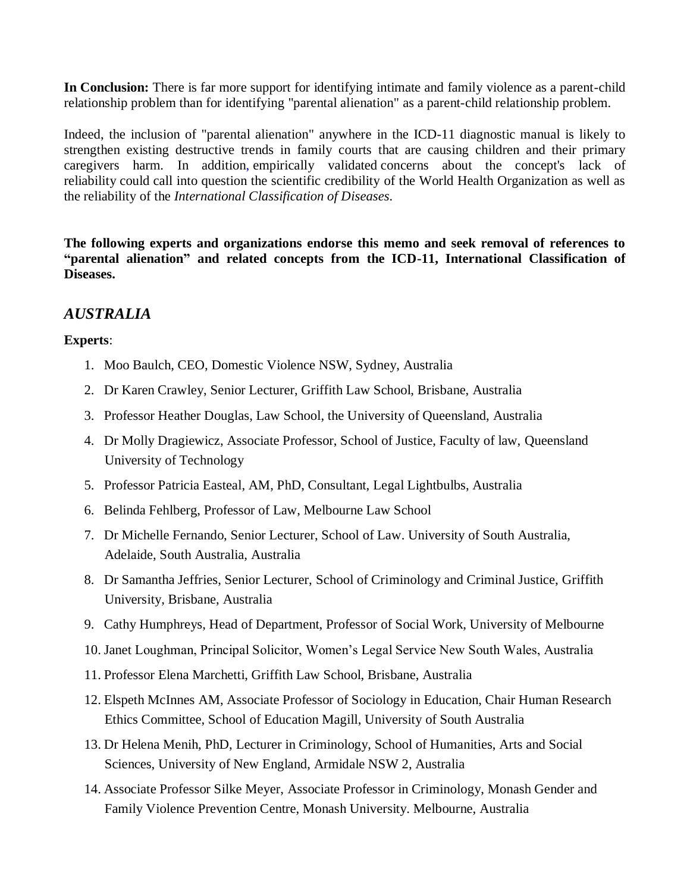**In Conclusion:** There is far more support for identifying intimate and family violence as a parent-child relationship problem than for identifying "parental alienation" as a parent-child relationship problem.

Indeed, the inclusion of "parental alienation" anywhere in the ICD-11 diagnostic manual is likely to strengthen existing destructive trends in family courts that are causing children and their primary caregivers harm. In addition, empirically validated concerns about the concept's lack of reliability could call into question the scientific credibility of the World Health Organization as well as the reliability of the *International Classification of Diseases*.

**The following experts and organizations endorse this memo and seek removal of references to "parental alienation" and related concepts from the ICD-11, International Classification of Diseases.**

## *AUSTRALIA*

**Experts**:

1. Moo Baulch, CEO, Domestic Violence NSW, Sydney, Australia
2. Dr Karen Crawley, Senior Lecturer, Griffith Law School, Brisbane, Australia
3. Professor Heather Douglas, Law School, the University of Queensland, Australia
4. Dr Molly Dragiewicz, Associate Professor, School of Justice, Faculty of law, Queensland University of Technology
5. Professor Patricia Easteal, AM, PhD, Consultant, Legal Lightbulbs, Australia
6. Belinda Fehlberg, Professor of Law, Melbourne Law School
7. Dr Michelle Fernando, Senior Lecturer, School of Law. University of South Australia, Adelaide, South Australia, Australia
8. Dr Samantha Jeffries, Senior Lecturer, School of Criminology and Criminal Justice, Griffith University, Brisbane, Australia
9. Cathy Humphreys, Head of Department, Professor of Social Work, University of Melbourne
10. Janet Loughman, Principal Solicitor, Women's Legal Service New South Wales, Australia
11. Professor Elena Marchetti, Griffith Law School, Brisbane, Australia
12. Elspeth McInnes AM, Associate Professor of Sociology in Education, Chair Human Research Ethics Committee, School of Education Magill, University of South Australia
13. Dr Helena Menih, PhD, Lecturer in Criminology, School of Humanities, Arts and Social Sciences, University of New England, Armidale NSW 2, Australia
14. Associate Professor Silke Meyer, Associate Professor in Criminology, Monash Gender and Family Violence Prevention Centre, Monash University. Melbourne, Australia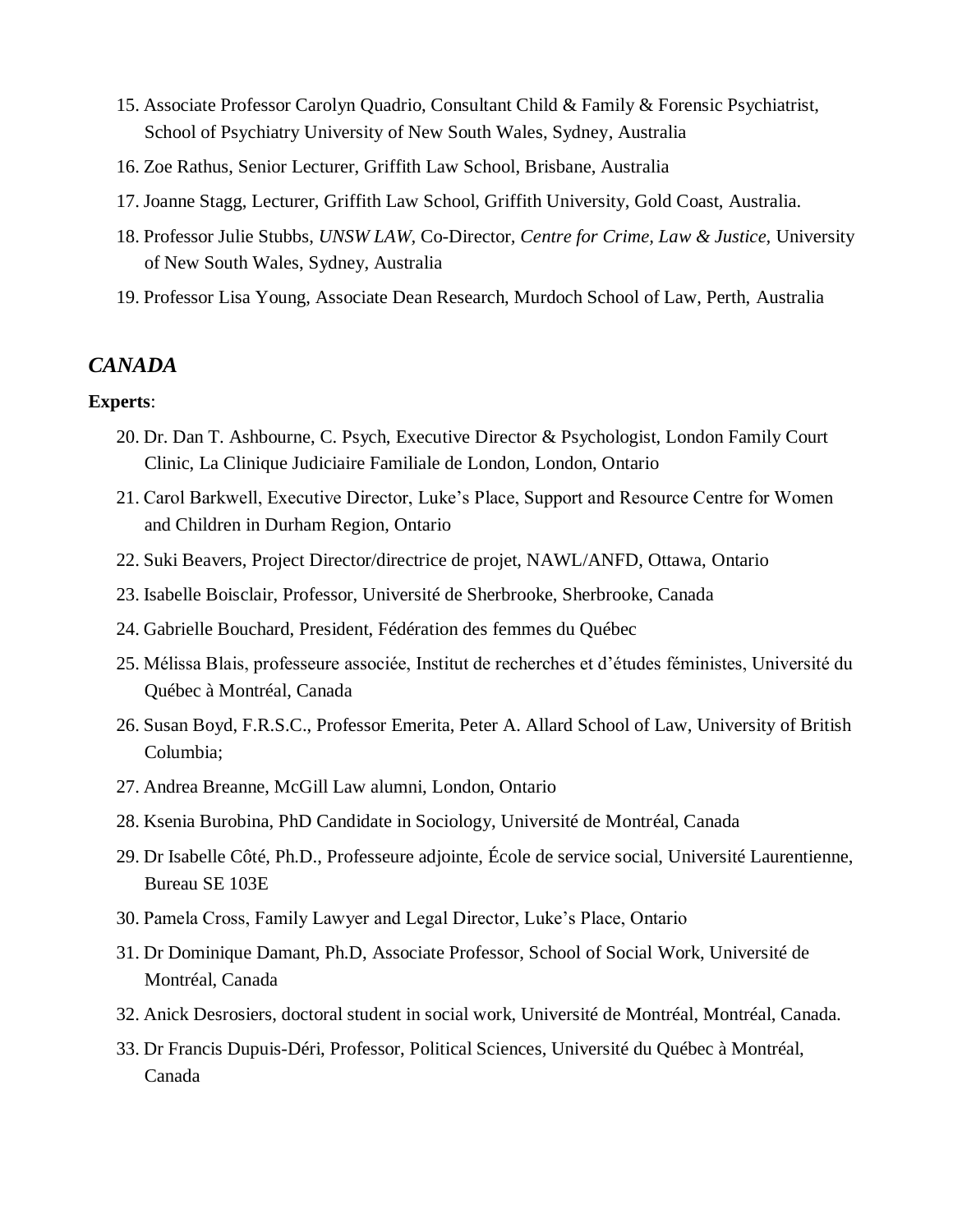15. Associate Professor Carolyn Quadrio, Consultant Child & Family & Forensic Psychiatrist, School of Psychiatry University of New South Wales, Sydney, Australia
16. Zoe Rathus, Senior Lecturer, Griffith Law School, Brisbane, Australia
17. Joanne Stagg, Lecturer, Griffith Law School, Griffith University, Gold Coast, Australia.
18. Professor Julie Stubbs, *UNSW LAW*, Co-Director, *Centre for Crime, Law & Justice*, University of New South Wales, Sydney, Australia
19. Professor Lisa Young, Associate Dean Research, Murdoch School of Law, Perth, Australia

## *CANADA*

**Experts**:

20. Dr. Dan T. Ashbourne, C. Psych, Executive Director & Psychologist, London Family Court Clinic, La Clinique Judiciaire Familiale de London, London, Ontario
21. Carol Barkwell, Executive Director, Luke's Place, Support and Resource Centre for Women and Children in Durham Region, Ontario
22. Suki Beavers, Project Director/directrice de projet, NAWL/ANFD, Ottawa, Ontario
23. Isabelle Boisclair, Professor, Université de Sherbrooke, Sherbrooke, Canada
24. Gabrielle Bouchard, President, Fédération des femmes du Québec
25. Mélissa Blais, professeure associée, Institut de recherches et d'études féministes, Université du Québec à Montréal, Canada
26. Susan Boyd, F.R.S.C., Professor Emerita, Peter A. Allard School of Law, University of British Columbia;
27. Andrea Breanne, McGill Law alumni, London, Ontario
28. Ksenia Burobina, PhD Candidate in Sociology, Université de Montréal, Canada
29. Dr Isabelle Côté, Ph.D., Professeure adjointe, École de service social, Université Laurentienne, Bureau SE 103E
30. Pamela Cross, Family Lawyer and Legal Director, Luke's Place, Ontario
31. Dr Dominique Damant, Ph.D, Associate Professor, School of Social Work, Université de Montréal, Canada
32. Anick Desrosiers, doctoral student in social work, Université de Montréal, Montréal, Canada.
33. Dr Francis Dupuis-Déri, Professor, Political Sciences, Université du Québec à Montréal, Canada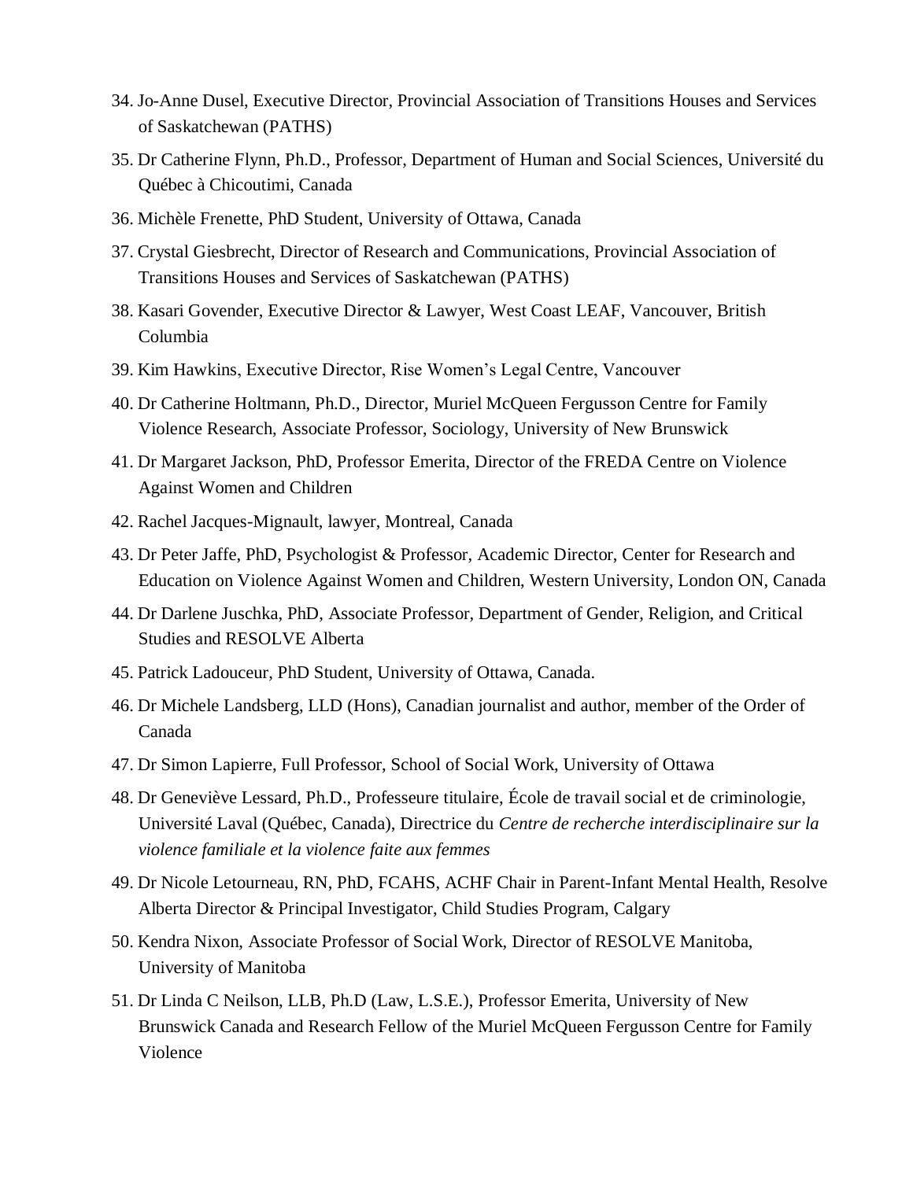34. Jo-Anne Dusel, Executive Director, Provincial Association of Transitions Houses and Services of Saskatchewan (PATHS)
35. Dr Catherine Flynn, Ph.D., Professor, Department of Human and Social Sciences, Université du Québec à Chicoutimi, Canada
36. Michèle Frenette, PhD Student, University of Ottawa, Canada
37. Crystal Giesbrecht, Director of Research and Communications, Provincial Association of Transitions Houses and Services of Saskatchewan (PATHS)
38. Kasari Govender, Executive Director & Lawyer, West Coast LEAF, Vancouver, British Columbia
39. Kim Hawkins, Executive Director, Rise Women's Legal Centre, Vancouver
40. Dr Catherine Holtmann, Ph.D., Director, Muriel McQueen Fergusson Centre for Family Violence Research, Associate Professor, Sociology, University of New Brunswick
41. Dr Margaret Jackson, PhD, Professor Emerita, Director of the FREDA Centre on Violence Against Women and Children
42. Rachel Jacques-Mignault, lawyer, Montreal, Canada
43. Dr Peter Jaffe, PhD, Psychologist & Professor, Academic Director, Center for Research and Education on Violence Against Women and Children, Western University, London ON, Canada
44. Dr Darlene Juschka, PhD, Associate Professor, Department of Gender, Religion, and Critical Studies and RESOLVE Alberta
45. Patrick Ladouceur, PhD Student, University of Ottawa, Canada.
46. Dr Michele Landsberg, LLD (Hons), Canadian journalist and author, member of the Order of Canada
47. Dr Simon Lapierre, Full Professor, School of Social Work, University of Ottawa
48. Dr Geneviève Lessard, Ph.D., Professeure titulaire, École de travail social et de criminologie, Université Laval (Québec, Canada), Directrice du *Centre de recherche interdisciplinaire sur la violence familiale et la violence faite aux femmes*
49. Dr Nicole Letourneau, RN, PhD, FCAHS, ACHF Chair in Parent-Infant Mental Health, Resolve Alberta Director & Principal Investigator, Child Studies Program, Calgary
50. Kendra Nixon, Associate Professor of Social Work, Director of RESOLVE Manitoba, University of Manitoba
51. Dr Linda C Neilson, LLB, Ph.D (Law, L.S.E.), Professor Emerita, University of New Brunswick Canada and Research Fellow of the Muriel McQueen Fergusson Centre for Family Violence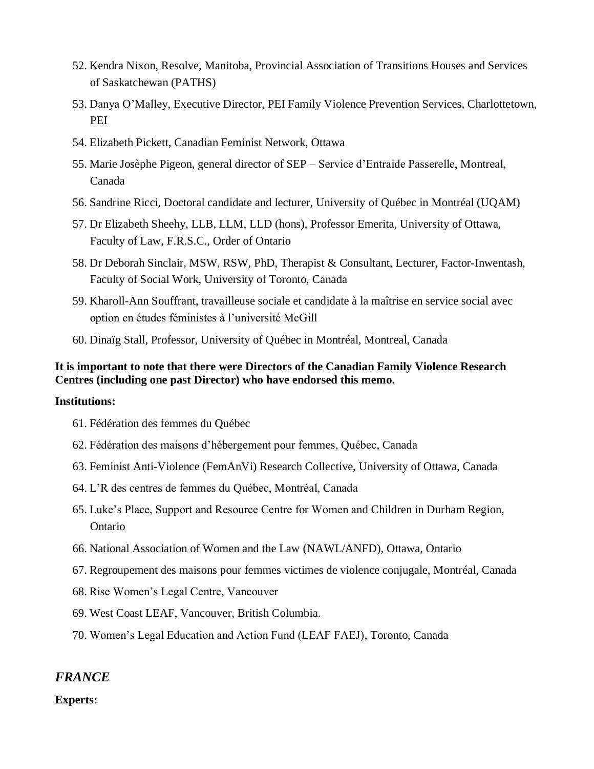52. Kendra Nixon, Resolve, Manitoba, Provincial Association of Transitions Houses and Services of Saskatchewan (PATHS)
53. Danya O'Malley, Executive Director, PEI Family Violence Prevention Services, Charlottetown, PEI
54. Elizabeth Pickett, Canadian Feminist Network, Ottawa
55. Marie Josèphe Pigeon, general director of SEP – Service d'Entraide Passerelle, Montreal, Canada
56. Sandrine Ricci, Doctoral candidate and lecturer, University of Québec in Montréal (UQAM)
57. Dr Elizabeth Sheehy, LLB, LLM, LLD (hons), Professor Emerita, University of Ottawa, Faculty of Law, F.R.S.C., Order of Ontario
58. Dr Deborah Sinclair, MSW, RSW, PhD, Therapist & Consultant, Lecturer, Factor-Inwentash, Faculty of Social Work, University of Toronto, Canada
59. Kharoll-Ann Souffrant, travailleuse sociale et candidate à la maîtrise en service social avec option en études féministes à l'université McGill
60. Dinaïg Stall, Professor, University of Québec in Montréal, Montreal, Canada

**It is important to note that there were Directors of the Canadian Family Violence Research Centres (including one past Director) who have endorsed this memo.**

**Institutions:**

61. Fédération des femmes du Québec
62. Fédération des maisons d'hébergement pour femmes, Québec, Canada
63. Feminist Anti-Violence (FemAnVi) Research Collective, University of Ottawa, Canada
64. L'R des centres de femmes du Québec, Montréal, Canada
65. Luke's Place, Support and Resource Centre for Women and Children in Durham Region, Ontario
66. National Association of Women and the Law (NAWL/ANFD), Ottawa, Ontario
67. Regroupement des maisons pour femmes victimes de violence conjugale, Montréal, Canada
68. Rise Women's Legal Centre, Vancouver
69. West Coast LEAF, Vancouver, British Columbia.
70. Women's Legal Education and Action Fund (LEAF FAEJ), Toronto, Canada

## *FRANCE*

**Experts:**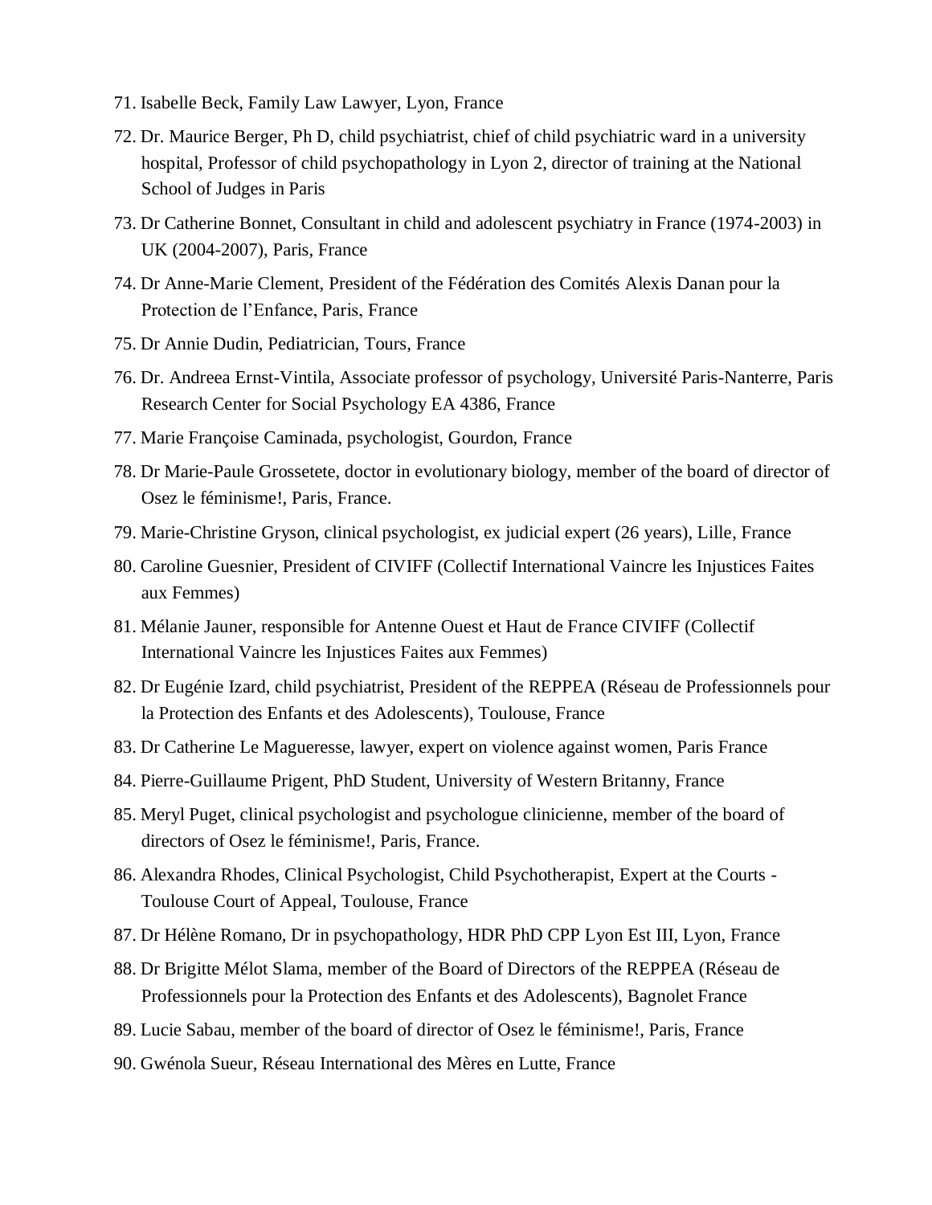71. Isabelle Beck, Family Law Lawyer, Lyon, France
72. Dr. Maurice Berger, Ph D, child psychiatrist, chief of child psychiatric ward in a university hospital, Professor of child psychopathology in Lyon 2, director of training at the National School of Judges in Paris
73. Dr Catherine Bonnet, Consultant in child and adolescent psychiatry in France (1974-2003) in UK (2004-2007), Paris, France
74. Dr Anne-Marie Clement, President of the Fédération des Comités Alexis Danan pour la Protection de l'Enfance, Paris, France
75. Dr Annie Dudin, Pediatrician, Tours, France
76. Dr. Andreea Ernst-Vintila, Associate professor of psychology, Université Paris-Nanterre, Paris Research Center for Social Psychology EA 4386, France
77. Marie Françoise Caminada, psychologist, Gourdon, France
78. Dr Marie-Paule Grossetete, doctor in evolutionary biology, member of the board of director of Osez le féminisme!, Paris, France.
79. Marie-Christine Gryson, clinical psychologist, ex judicial expert (26 years), Lille, France
80. Caroline Guesnier, President of CIVIFF (Collectif International Vaincre les Injustices Faites aux Femmes)
81. Mélanie Jauner, responsible for Antenne Ouest et Haut de France CIVIFF (Collectif International Vaincre les Injustices Faites aux Femmes)
82. Dr Eugénie Izard, child psychiatrist, President of the REPPEA (Réseau de Professionnels pour la Protection des Enfants et des Adolescents), Toulouse, France
83. Dr Catherine Le Magueresse, lawyer, expert on violence against women, Paris France
84. Pierre-Guillaume Prigent, PhD Student, University of Western Britanny, France
85. Meryl Puget, clinical psychologist and psychologue clinicienne, member of the board of directors of Osez le féminisme!, Paris, France.
86. Alexandra Rhodes, Clinical Psychologist, Child Psychotherapist, Expert at the Courts - Toulouse Court of Appeal, Toulouse, France
87. Dr Hélène Romano, Dr in psychopathology, HDR PhD CPP Lyon Est III, Lyon, France
88. Dr Brigitte Mélot Slama, member of the Board of Directors of the REPPEA (Réseau de Professionnels pour la Protection des Enfants et des Adolescents), Bagnolet France
89. Lucie Sabau, member of the board of director of Osez le féminisme!, Paris, France
90. Gwénola Sueur, Réseau International des Mères en Lutte, France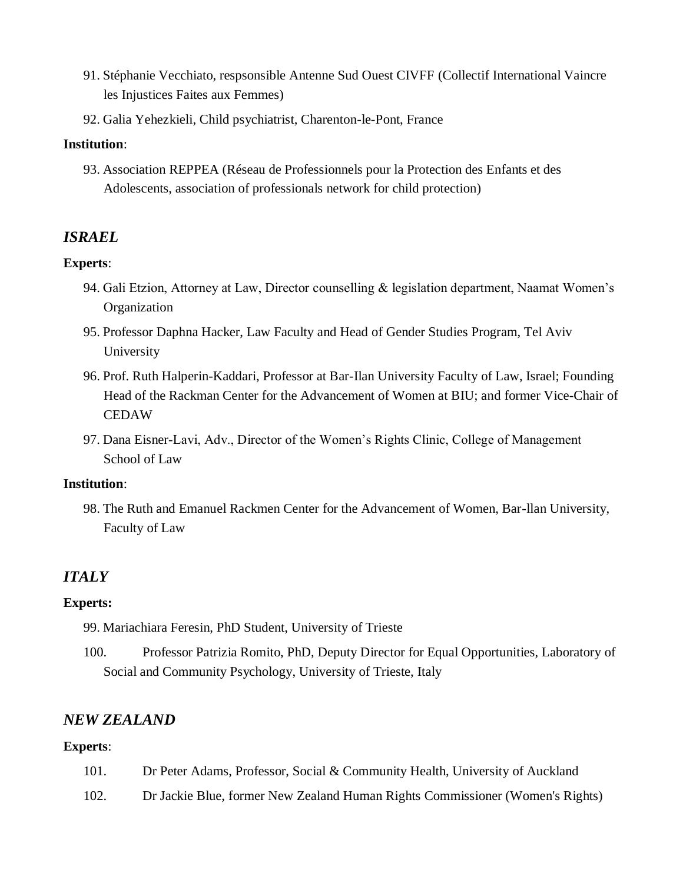91. Stéphanie Vecchiato, respsonsible Antenne Sud Ouest CIVFF (Collectif International Vaincre les Injustices Faites aux Femmes)
92. Galia Yehezkieli, Child psychiatrist, Charenton-le-Pont, France

**Institution**:

93. Association REPPEA (Réseau de Professionnels pour la Protection des Enfants et des Adolescents, association of professionals network for child protection)

## *ISRAEL*

**Experts**:

94. Gali Etzion, Attorney at Law, Director counselling & legislation department, Naamat Women's Organization
95. Professor Daphna Hacker, Law Faculty and Head of Gender Studies Program, Tel Aviv University
96. Prof. Ruth Halperin-Kaddari, Professor at Bar-Ilan University Faculty of Law, Israel; Founding Head of the Rackman Center for the Advancement of Women at BIU; and former Vice-Chair of CEDAW
97. Dana Eisner-Lavi, Adv., Director of the Women's Rights Clinic, College of Management School of Law

**Institution**:

98. The Ruth and Emanuel Rackmen Center for the Advancement of Women, Bar-llan University, Faculty of Law

## *ITALY*

**Experts:**

99. Mariachiara Feresin, PhD Student, University of Trieste
100. Professor Patrizia Romito, PhD, Deputy Director for Equal Opportunities, Laboratory of Social and Community Psychology, University of Trieste, Italy

## *NEW ZEALAND*

**Experts**:

101. Dr Peter Adams, Professor, Social & Community Health, University of Auckland
102. Dr Jackie Blue, former New Zealand Human Rights Commissioner (Women's Rights)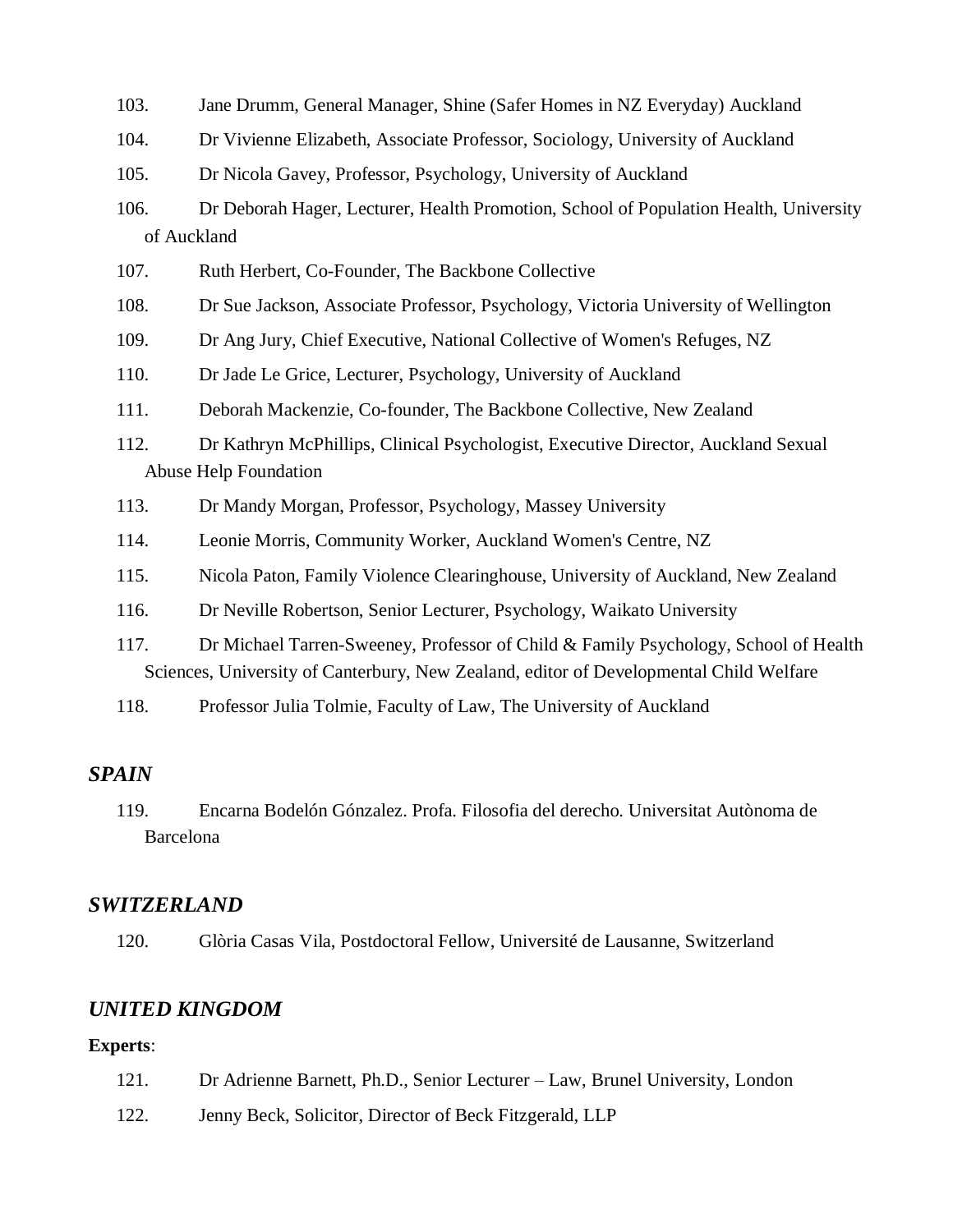103. Jane Drumm, General Manager, Shine (Safer Homes in NZ Everyday) Auckland

104. Dr Vivienne Elizabeth, Associate Professor, Sociology, University of Auckland

105. Dr Nicola Gavey, Professor, Psychology, University of Auckland

106. Dr Deborah Hager, Lecturer, Health Promotion, School of Population Health, University of Auckland

107. Ruth Herbert, Co-Founder, The Backbone Collective

108. Dr Sue Jackson, Associate Professor, Psychology, Victoria University of Wellington

109. Dr Ang Jury, Chief Executive, National Collective of Women's Refuges, NZ

110. Dr Jade Le Grice, Lecturer, Psychology, University of Auckland

111. Deborah Mackenzie, Co-founder, The Backbone Collective, New Zealand

112. Dr Kathryn McPhillips, Clinical Psychologist, Executive Director, Auckland Sexual Abuse Help Foundation

113. Dr Mandy Morgan, Professor, Psychology, Massey University

114. Leonie Morris, Community Worker, Auckland Women's Centre, NZ

115. Nicola Paton, Family Violence Clearinghouse, University of Auckland, New Zealand

116. Dr Neville Robertson, Senior Lecturer, Psychology, Waikato University

117. Dr Michael Tarren-Sweeney, Professor of Child & Family Psychology, School of Health Sciences, University of Canterbury, New Zealand, editor of Developmental Child Welfare

118. Professor Julia Tolmie, Faculty of Law, The University of Auckland

### *SPAIN*

119. Encarna Bodelón Gónzalez. Profa. Filosofia del derecho. Universitat Autònoma de Barcelona

### *SWITZERLAND*

120. Glòria Casas Vila, Postdoctoral Fellow, Université de Lausanne, Switzerland

### *UNITED KINGDOM*

**Experts**:

121. Dr Adrienne Barnett, Ph.D., Senior Lecturer – Law, Brunel University, London

122. Jenny Beck, Solicitor, Director of Beck Fitzgerald, LLP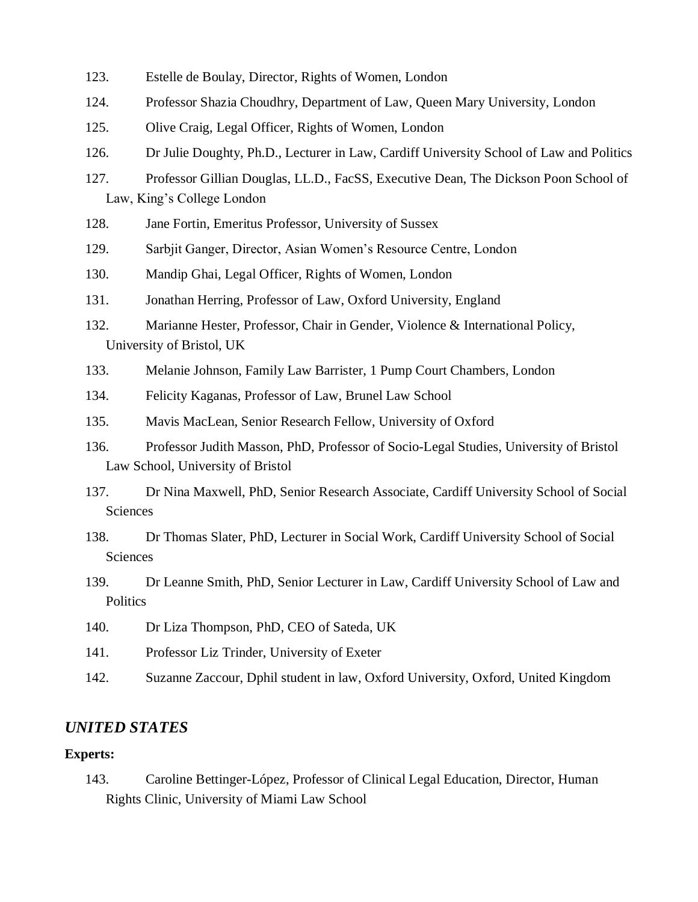123. Estelle de Boulay, Director, Rights of Women, London

124. Professor Shazia Choudhry, Department of Law, Queen Mary University, London

125. Olive Craig, Legal Officer, Rights of Women, London

126. Dr Julie Doughty, Ph.D., Lecturer in Law, Cardiff University School of Law and Politics

127. Professor Gillian Douglas, LL.D., FacSS, Executive Dean, The Dickson Poon School of Law, King's College London

128. Jane Fortin, Emeritus Professor, University of Sussex

129. Sarbjit Ganger, Director, Asian Women's Resource Centre, London

130. Mandip Ghai, Legal Officer, Rights of Women, London

131. Jonathan Herring, Professor of Law, Oxford University, England

132. Marianne Hester, Professor, Chair in Gender, Violence & International Policy, University of Bristol, UK

133. Melanie Johnson, Family Law Barrister, 1 Pump Court Chambers, London

134. Felicity Kaganas, Professor of Law, Brunel Law School

135. Mavis MacLean, Senior Research Fellow, University of Oxford

136. Professor Judith Masson, PhD, Professor of Socio-Legal Studies, University of Bristol Law School, University of Bristol

137. Dr Nina Maxwell, PhD, Senior Research Associate, Cardiff University School of Social Sciences

138. Dr Thomas Slater, PhD, Lecturer in Social Work, Cardiff University School of Social Sciences

139. Dr Leanne Smith, PhD, Senior Lecturer in Law, Cardiff University School of Law and Politics

140. Dr Liza Thompson, PhD, CEO of Sateda, UK

141. Professor Liz Trinder, University of Exeter

142. Suzanne Zaccour, Dphil student in law, Oxford University, Oxford, United Kingdom

## *UNITED STATES*

**Experts:**

143. Caroline Bettinger-López, Professor of Clinical Legal Education, Director, Human Rights Clinic, University of Miami Law School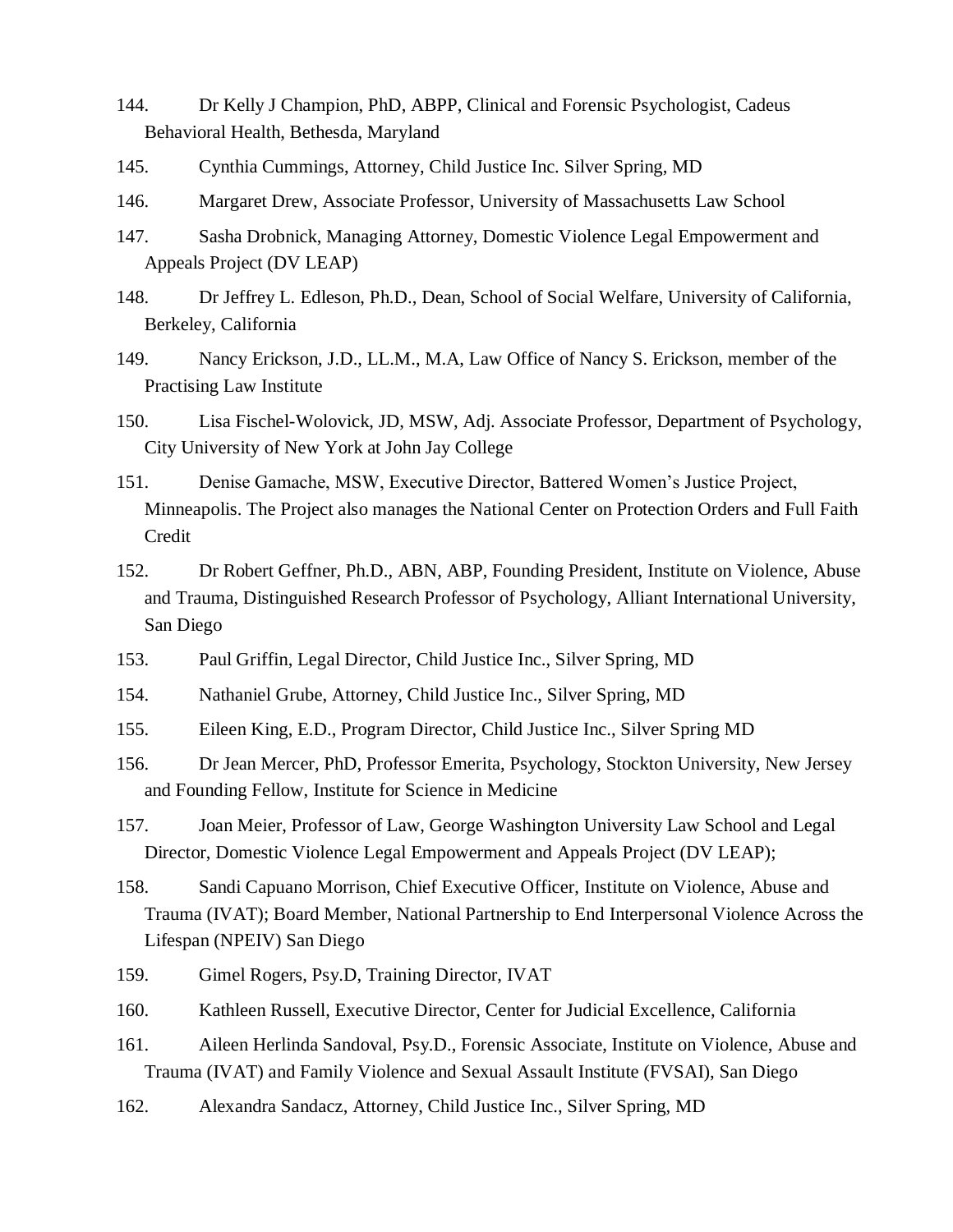144. Dr Kelly J Champion, PhD, ABPP, Clinical and Forensic Psychologist, Cadeus Behavioral Health, Bethesda, Maryland

145. Cynthia Cummings, Attorney, Child Justice Inc. Silver Spring, MD

146. Margaret Drew, Associate Professor, University of Massachusetts Law School

147. Sasha Drobnick, Managing Attorney, Domestic Violence Legal Empowerment and Appeals Project (DV LEAP)

148. Dr Jeffrey L. Edleson, Ph.D., Dean, School of Social Welfare, University of California, Berkeley, California

149. Nancy Erickson, J.D., LL.M., M.A, Law Office of Nancy S. Erickson, member of the Practising Law Institute

150. Lisa Fischel-Wolovick, JD, MSW, Adj. Associate Professor, Department of Psychology, City University of New York at John Jay College

151. Denise Gamache, MSW, Executive Director, Battered Women's Justice Project, Minneapolis. The Project also manages the National Center on Protection Orders and Full Faith Credit

152. Dr Robert Geffner, Ph.D., ABN, ABP, Founding President, Institute on Violence, Abuse and Trauma, Distinguished Research Professor of Psychology, Alliant International University, San Diego

153. Paul Griffin, Legal Director, Child Justice Inc., Silver Spring, MD

154. Nathaniel Grube, Attorney, Child Justice Inc., Silver Spring, MD

155. Eileen King, E.D., Program Director, Child Justice Inc., Silver Spring MD

156. Dr Jean Mercer, PhD, Professor Emerita, Psychology, Stockton University, New Jersey and Founding Fellow, Institute for Science in Medicine

157. Joan Meier, Professor of Law, George Washington University Law School and Legal Director, Domestic Violence Legal Empowerment and Appeals Project (DV LEAP);

158. Sandi Capuano Morrison, Chief Executive Officer, Institute on Violence, Abuse and Trauma (IVAT); Board Member, National Partnership to End Interpersonal Violence Across the Lifespan (NPEIV) San Diego

159. Gimel Rogers, Psy.D, Training Director, IVAT

160. Kathleen Russell, Executive Director, Center for Judicial Excellence, California

161. Aileen Herlinda Sandoval, Psy.D., Forensic Associate, Institute on Violence, Abuse and Trauma (IVAT) and Family Violence and Sexual Assault Institute (FVSAI), San Diego

162. Alexandra Sandacz, Attorney, Child Justice Inc., Silver Spring, MD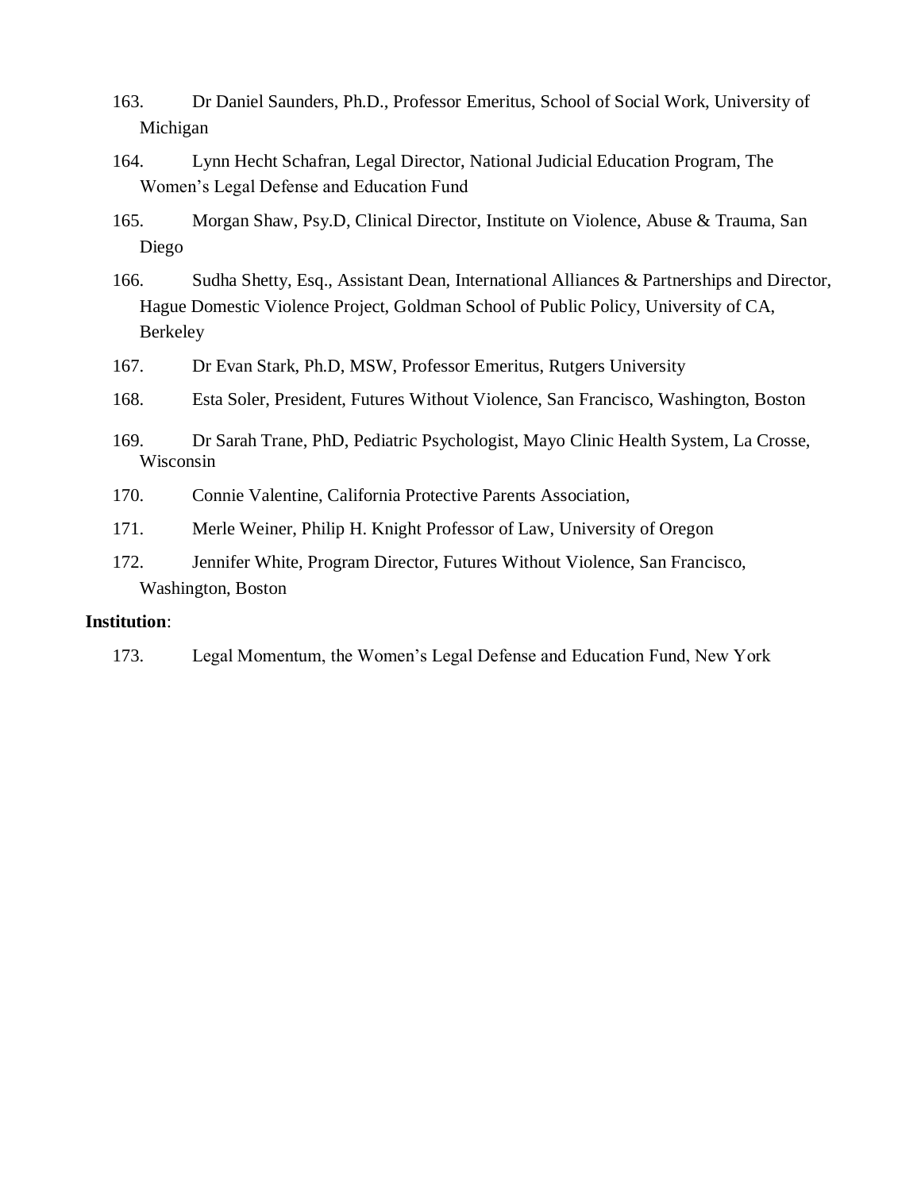163. Dr Daniel Saunders, Ph.D., Professor Emeritus, School of Social Work, University of Michigan

164. Lynn Hecht Schafran, Legal Director, National Judicial Education Program, The Women's Legal Defense and Education Fund

165. Morgan Shaw, Psy.D, Clinical Director, Institute on Violence, Abuse & Trauma, San Diego

166. Sudha Shetty, Esq., Assistant Dean, International Alliances & Partnerships and Director, Hague Domestic Violence Project, Goldman School of Public Policy, University of CA, Berkeley

167. Dr Evan Stark, Ph.D, MSW, Professor Emeritus, Rutgers University

168. Esta Soler, President, Futures Without Violence, San Francisco, Washington, Boston

169. Dr Sarah Trane, PhD, Pediatric Psychologist, Mayo Clinic Health System, La Crosse, Wisconsin

170. Connie Valentine, California Protective Parents Association,

171. Merle Weiner, Philip H. Knight Professor of Law, University of Oregon

172. Jennifer White, Program Director, Futures Without Violence, San Francisco, Washington, Boston

**Institution**:

173. Legal Momentum, the Women's Legal Defense and Education Fund, New York